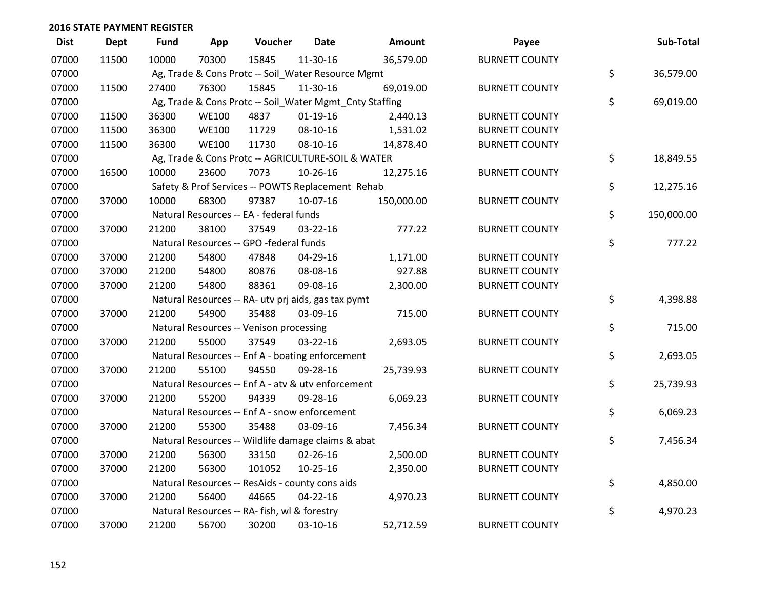## 2016 STATE PAYMENT REGISTER

| Dist | Dept | Fund | App | Voucher | Date | Amount | Payee | Sub-Total |
|---|---|---|---|---|---|---|---|---|
| 07000 | 11500 | 10000 | 70300 | 15845 | 11-30-16 | 36,579.00 | BURNETT COUNTY | |
| 07000 | | Ag, Trade & Cons Protc -- Soil_Water Resource Mgmt | | | | | | $ 36,579.00 |
| 07000 | 11500 | 27400 | 76300 | 15845 | 11-30-16 | 69,019.00 | BURNETT COUNTY | |
| 07000 | | Ag, Trade & Cons Protc -- Soil_Water Mgmt_Cnty Staffing | | | | | | $ 69,019.00 |
| 07000 | 11500 | 36300 | WE100 | 4837 | 01-19-16 | 2,440.13 | BURNETT COUNTY | |
| 07000 | 11500 | 36300 | WE100 | 11729 | 08-10-16 | 1,531.02 | BURNETT COUNTY | |
| 07000 | 11500 | 36300 | WE100 | 11730 | 08-10-16 | 14,878.40 | BURNETT COUNTY | |
| 07000 | | Ag, Trade & Cons Protc -- AGRICULTURE-SOIL & WATER | | | | | | $ 18,849.55 |
| 07000 | 16500 | 10000 | 23600 | 7073 | 10-26-16 | 12,275.16 | BURNETT COUNTY | |
| 07000 | | Safety & Prof Services -- POWTS Replacement Rehab | | | | | | $ 12,275.16 |
| 07000 | 37000 | 10000 | 68300 | 97387 | 10-07-16 | 150,000.00 | BURNETT COUNTY | |
| 07000 | | Natural Resources -- EA - federal funds | | | | | | $ 150,000.00 |
| 07000 | 37000 | 21200 | 38100 | 37549 | 03-22-16 | 777.22 | BURNETT COUNTY | |
| 07000 | | Natural Resources -- GPO -federal funds | | | | | | $ 777.22 |
| 07000 | 37000 | 21200 | 54800 | 47848 | 04-29-16 | 1,171.00 | BURNETT COUNTY | |
| 07000 | 37000 | 21200 | 54800 | 80876 | 08-08-16 | 927.88 | BURNETT COUNTY | |
| 07000 | 37000 | 21200 | 54800 | 88361 | 09-08-16 | 2,300.00 | BURNETT COUNTY | |
| 07000 | | Natural Resources -- RA- utv prj aids, gas tax pymt | | | | | | $ 4,398.88 |
| 07000 | 37000 | 21200 | 54900 | 35488 | 03-09-16 | 715.00 | BURNETT COUNTY | |
| 07000 | | Natural Resources -- Venison processing | | | | | | $ 715.00 |
| 07000 | 37000 | 21200 | 55000 | 37549 | 03-22-16 | 2,693.05 | BURNETT COUNTY | |
| 07000 | | Natural Resources -- Enf A - boating enforcement | | | | | | $ 2,693.05 |
| 07000 | 37000 | 21200 | 55100 | 94550 | 09-28-16 | 25,739.93 | BURNETT COUNTY | |
| 07000 | | Natural Resources -- Enf A - atv & utv enforcement | | | | | | $ 25,739.93 |
| 07000 | 37000 | 21200 | 55200 | 94339 | 09-28-16 | 6,069.23 | BURNETT COUNTY | |
| 07000 | | Natural Resources -- Enf A - snow enforcement | | | | | | $ 6,069.23 |
| 07000 | 37000 | 21200 | 55300 | 35488 | 03-09-16 | 7,456.34 | BURNETT COUNTY | |
| 07000 | | Natural Resources -- Wildlife damage claims & abat | | | | | | $ 7,456.34 |
| 07000 | 37000 | 21200 | 56300 | 33150 | 02-26-16 | 2,500.00 | BURNETT COUNTY | |
| 07000 | 37000 | 21200 | 56300 | 101052 | 10-25-16 | 2,350.00 | BURNETT COUNTY | |
| 07000 | | Natural Resources -- ResAids - county cons aids | | | | | | $ 4,850.00 |
| 07000 | 37000 | 21200 | 56400 | 44665 | 04-22-16 | 4,970.23 | BURNETT COUNTY | |
| 07000 | | Natural Resources -- RA- fish, wl & forestry | | | | | | $ 4,970.23 |
| 07000 | 37000 | 21200 | 56700 | 30200 | 03-10-16 | 52,712.59 | BURNETT COUNTY | |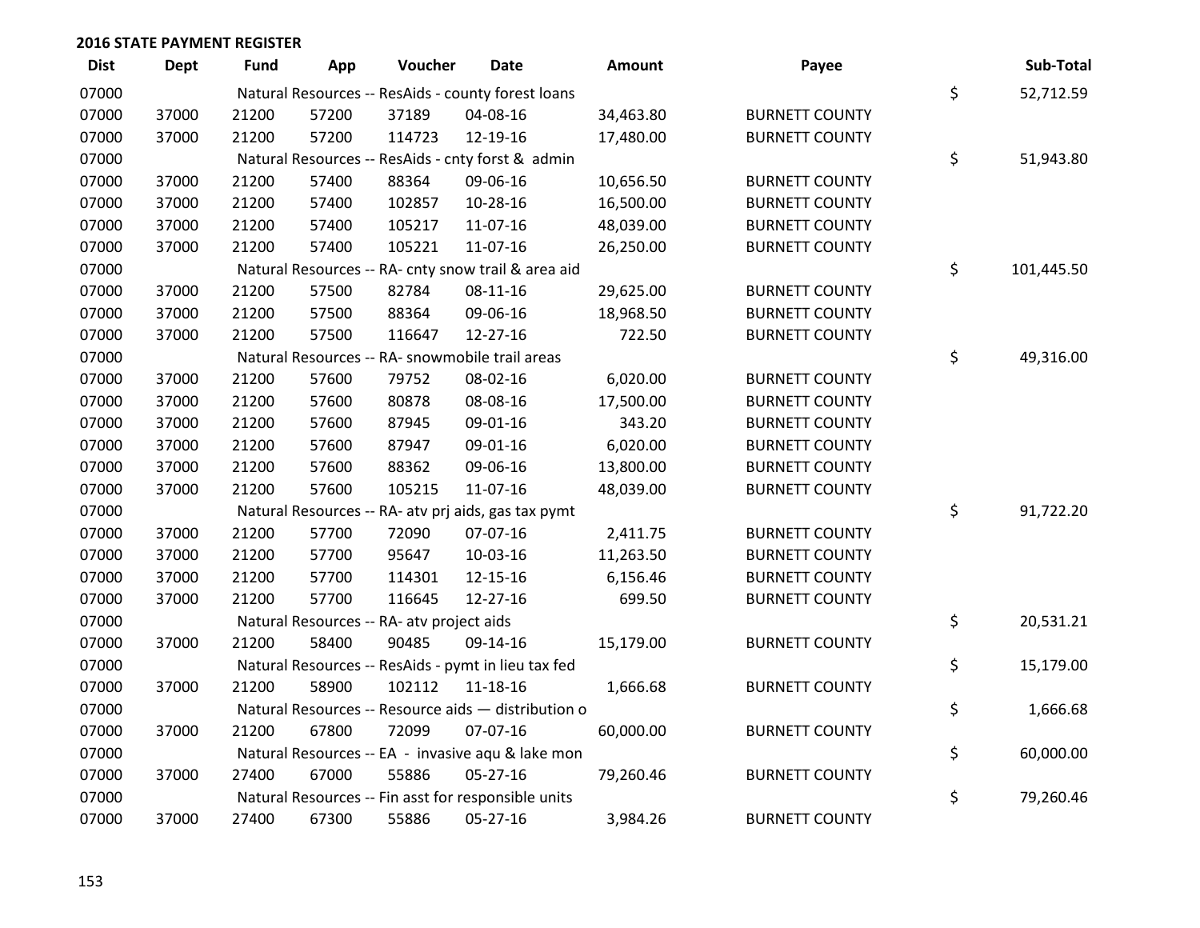## 2016 STATE PAYMENT REGISTER

| Dist | Dept | Fund | App | Voucher | Date | Amount | Payee | Sub-Total |
|---|---|---|---|---|---|---|---|---|
| 07000 | | Natural Resources -- ResAids - county forest loans | | | | | | $ 52,712.59 |
| 07000 | 37000 | 21200 | 57200 | 37189 | 04-08-16 | 34,463.80 | BURNETT COUNTY | |
| 07000 | 37000 | 21200 | 57200 | 114723 | 12-19-16 | 17,480.00 | BURNETT COUNTY | |
| 07000 | | Natural Resources -- ResAids - cnty forst & admin | | | | | | $ 51,943.80 |
| 07000 | 37000 | 21200 | 57400 | 88364 | 09-06-16 | 10,656.50 | BURNETT COUNTY | |
| 07000 | 37000 | 21200 | 57400 | 102857 | 10-28-16 | 16,500.00 | BURNETT COUNTY | |
| 07000 | 37000 | 21200 | 57400 | 105217 | 11-07-16 | 48,039.00 | BURNETT COUNTY | |
| 07000 | 37000 | 21200 | 57400 | 105221 | 11-07-16 | 26,250.00 | BURNETT COUNTY | |
| 07000 | | Natural Resources -- RA- cnty snow trail & area aid | | | | | | $ 101,445.50 |
| 07000 | 37000 | 21200 | 57500 | 82784 | 08-11-16 | 29,625.00 | BURNETT COUNTY | |
| 07000 | 37000 | 21200 | 57500 | 88364 | 09-06-16 | 18,968.50 | BURNETT COUNTY | |
| 07000 | 37000 | 21200 | 57500 | 116647 | 12-27-16 | 722.50 | BURNETT COUNTY | |
| 07000 | | Natural Resources -- RA- snowmobile trail areas | | | | | | $ 49,316.00 |
| 07000 | 37000 | 21200 | 57600 | 79752 | 08-02-16 | 6,020.00 | BURNETT COUNTY | |
| 07000 | 37000 | 21200 | 57600 | 80878 | 08-08-16 | 17,500.00 | BURNETT COUNTY | |
| 07000 | 37000 | 21200 | 57600 | 87945 | 09-01-16 | 343.20 | BURNETT COUNTY | |
| 07000 | 37000 | 21200 | 57600 | 87947 | 09-01-16 | 6,020.00 | BURNETT COUNTY | |
| 07000 | 37000 | 21200 | 57600 | 88362 | 09-06-16 | 13,800.00 | BURNETT COUNTY | |
| 07000 | 37000 | 21200 | 57600 | 105215 | 11-07-16 | 48,039.00 | BURNETT COUNTY | |
| 07000 | | Natural Resources -- RA- atv prj aids, gas tax pymt | | | | | | $ 91,722.20 |
| 07000 | 37000 | 21200 | 57700 | 72090 | 07-07-16 | 2,411.75 | BURNETT COUNTY | |
| 07000 | 37000 | 21200 | 57700 | 95647 | 10-03-16 | 11,263.50 | BURNETT COUNTY | |
| 07000 | 37000 | 21200 | 57700 | 114301 | 12-15-16 | 6,156.46 | BURNETT COUNTY | |
| 07000 | 37000 | 21200 | 57700 | 116645 | 12-27-16 | 699.50 | BURNETT COUNTY | |
| 07000 | | Natural Resources -- RA- atv project aids | | | | | | $ 20,531.21 |
| 07000 | 37000 | 21200 | 58400 | 90485 | 09-14-16 | 15,179.00 | BURNETT COUNTY | |
| 07000 | | Natural Resources -- ResAids - pymt in lieu tax fed | | | | | | $ 15,179.00 |
| 07000 | 37000 | 21200 | 58900 | 102112 | 11-18-16 | 1,666.68 | BURNETT COUNTY | |
| 07000 | | Natural Resources -- Resource aids — distribution o | | | | | | $ 1,666.68 |
| 07000 | 37000 | 21200 | 67800 | 72099 | 07-07-16 | 60,000.00 | BURNETT COUNTY | |
| 07000 | | Natural Resources -- EA - invasive aqu & lake mon | | | | | | $ 60,000.00 |
| 07000 | 37000 | 27400 | 67000 | 55886 | 05-27-16 | 79,260.46 | BURNETT COUNTY | |
| 07000 | | Natural Resources -- Fin asst for responsible units | | | | | | $ 79,260.46 |
| 07000 | 37000 | 27400 | 67300 | 55886 | 05-27-16 | 3,984.26 | BURNETT COUNTY | |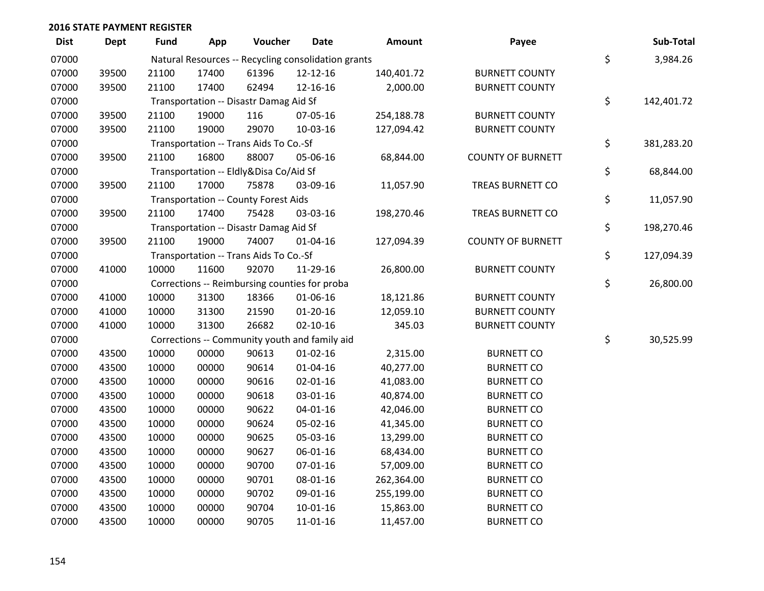**2016 STATE PAYMENT REGISTER**

| Dist | Dept | Fund | App | Voucher | Date | Amount | Payee | | Sub-Total |
|---|---|---|---|---|---|---|---|---|---|
| 07000 | | Natural Resources -- Recycling consolidation grants | | | | | | $ | 3,984.26 |
| 07000 | 39500 | 21100 | 17400 | 61396 | 12-12-16 | 140,401.72 | BURNETT COUNTY | | |
| 07000 | 39500 | 21100 | 17400 | 62494 | 12-16-16 | 2,000.00 | BURNETT COUNTY | | |
| 07000 | | Transportation -- Disastr Damag Aid Sf | | | | | | $ | 142,401.72 |
| 07000 | 39500 | 21100 | 19000 | 116 | 07-05-16 | 254,188.78 | BURNETT COUNTY | | |
| 07000 | 39500 | 21100 | 19000 | 29070 | 10-03-16 | 127,094.42 | BURNETT COUNTY | | |
| 07000 | | Transportation -- Trans Aids To Co.-Sf | | | | | | $ | 381,283.20 |
| 07000 | 39500 | 21100 | 16800 | 88007 | 05-06-16 | 68,844.00 | COUNTY OF BURNETT | | |
| 07000 | | Transportation -- Eldly&Disa Co/Aid Sf | | | | | | $ | 68,844.00 |
| 07000 | 39500 | 21100 | 17000 | 75878 | 03-09-16 | 11,057.90 | TREAS BURNETT CO | | |
| 07000 | | Transportation -- County Forest Aids | | | | | | $ | 11,057.90 |
| 07000 | 39500 | 21100 | 17400 | 75428 | 03-03-16 | 198,270.46 | TREAS BURNETT CO | | |
| 07000 | | Transportation -- Disastr Damag Aid Sf | | | | | | $ | 198,270.46 |
| 07000 | 39500 | 21100 | 19000 | 74007 | 01-04-16 | 127,094.39 | COUNTY OF BURNETT | | |
| 07000 | | Transportation -- Trans Aids To Co.-Sf | | | | | | $ | 127,094.39 |
| 07000 | 41000 | 10000 | 11600 | 92070 | 11-29-16 | 26,800.00 | BURNETT COUNTY | | |
| 07000 | | Corrections -- Reimbursing counties for proba | | | | | | $ | 26,800.00 |
| 07000 | 41000 | 10000 | 31300 | 18366 | 01-06-16 | 18,121.86 | BURNETT COUNTY | | |
| 07000 | 41000 | 10000 | 31300 | 21590 | 01-20-16 | 12,059.10 | BURNETT COUNTY | | |
| 07000 | 41000 | 10000 | 31300 | 26682 | 02-10-16 | 345.03 | BURNETT COUNTY | | |
| 07000 | | Corrections -- Community youth and family aid | | | | | | $ | 30,525.99 |
| 07000 | 43500 | 10000 | 00000 | 90613 | 01-02-16 | 2,315.00 | BURNETT CO | | |
| 07000 | 43500 | 10000 | 00000 | 90614 | 01-04-16 | 40,277.00 | BURNETT CO | | |
| 07000 | 43500 | 10000 | 00000 | 90616 | 02-01-16 | 41,083.00 | BURNETT CO | | |
| 07000 | 43500 | 10000 | 00000 | 90618 | 03-01-16 | 40,874.00 | BURNETT CO | | |
| 07000 | 43500 | 10000 | 00000 | 90622 | 04-01-16 | 42,046.00 | BURNETT CO | | |
| 07000 | 43500 | 10000 | 00000 | 90624 | 05-02-16 | 41,345.00 | BURNETT CO | | |
| 07000 | 43500 | 10000 | 00000 | 90625 | 05-03-16 | 13,299.00 | BURNETT CO | | |
| 07000 | 43500 | 10000 | 00000 | 90627 | 06-01-16 | 68,434.00 | BURNETT CO | | |
| 07000 | 43500 | 10000 | 00000 | 90700 | 07-01-16 | 57,009.00 | BURNETT CO | | |
| 07000 | 43500 | 10000 | 00000 | 90701 | 08-01-16 | 262,364.00 | BURNETT CO | | |
| 07000 | 43500 | 10000 | 00000 | 90702 | 09-01-16 | 255,199.00 | BURNETT CO | | |
| 07000 | 43500 | 10000 | 00000 | 90704 | 10-01-16 | 15,863.00 | BURNETT CO | | |
| 07000 | 43500 | 10000 | 00000 | 90705 | 11-01-16 | 11,457.00 | BURNETT CO | | |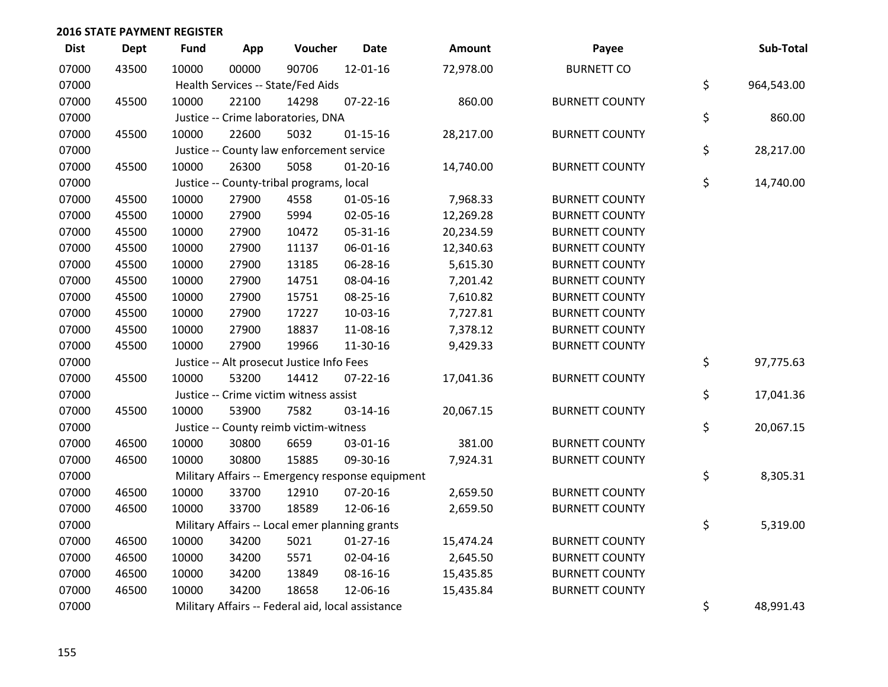## 2016 STATE PAYMENT REGISTER

| Dist | Dept | Fund | App | Voucher | Date | Amount | Payee | Sub-Total |
|---|---|---|---|---|---|---|---|---|
| 07000 | 43500 | 10000 | 00000 | 90706 | 12-01-16 | 72,978.00 | BURNETT CO | |
| 07000 | | Health Services -- State/Fed Aids | | | | | | $ 964,543.00 |
| 07000 | 45500 | 10000 | 22100 | 14298 | 07-22-16 | 860.00 | BURNETT COUNTY | |
| 07000 | | Justice -- Crime laboratories, DNA | | | | | | $ 860.00 |
| 07000 | 45500 | 10000 | 22600 | 5032 | 01-15-16 | 28,217.00 | BURNETT COUNTY | |
| 07000 | | Justice -- County law enforcement service | | | | | | $ 28,217.00 |
| 07000 | 45500 | 10000 | 26300 | 5058 | 01-20-16 | 14,740.00 | BURNETT COUNTY | |
| 07000 | | Justice -- County-tribal programs, local | | | | | | $ 14,740.00 |
| 07000 | 45500 | 10000 | 27900 | 4558 | 01-05-16 | 7,968.33 | BURNETT COUNTY | |
| 07000 | 45500 | 10000 | 27900 | 5994 | 02-05-16 | 12,269.28 | BURNETT COUNTY | |
| 07000 | 45500 | 10000 | 27900 | 10472 | 05-31-16 | 20,234.59 | BURNETT COUNTY | |
| 07000 | 45500 | 10000 | 27900 | 11137 | 06-01-16 | 12,340.63 | BURNETT COUNTY | |
| 07000 | 45500 | 10000 | 27900 | 13185 | 06-28-16 | 5,615.30 | BURNETT COUNTY | |
| 07000 | 45500 | 10000 | 27900 | 14751 | 08-04-16 | 7,201.42 | BURNETT COUNTY | |
| 07000 | 45500 | 10000 | 27900 | 15751 | 08-25-16 | 7,610.82 | BURNETT COUNTY | |
| 07000 | 45500 | 10000 | 27900 | 17227 | 10-03-16 | 7,727.81 | BURNETT COUNTY | |
| 07000 | 45500 | 10000 | 27900 | 18837 | 11-08-16 | 7,378.12 | BURNETT COUNTY | |
| 07000 | 45500 | 10000 | 27900 | 19966 | 11-30-16 | 9,429.33 | BURNETT COUNTY | |
| 07000 | | Justice -- Alt prosecut Justice Info Fees | | | | | | $ 97,775.63 |
| 07000 | 45500 | 10000 | 53200 | 14412 | 07-22-16 | 17,041.36 | BURNETT COUNTY | |
| 07000 | | Justice -- Crime victim witness assist | | | | | | $ 17,041.36 |
| 07000 | 45500 | 10000 | 53900 | 7582 | 03-14-16 | 20,067.15 | BURNETT COUNTY | |
| 07000 | | Justice -- County reimb victim-witness | | | | | | $ 20,067.15 |
| 07000 | 46500 | 10000 | 30800 | 6659 | 03-01-16 | 381.00 | BURNETT COUNTY | |
| 07000 | 46500 | 10000 | 30800 | 15885 | 09-30-16 | 7,924.31 | BURNETT COUNTY | |
| 07000 | | Military Affairs -- Emergency response equipment | | | | | | $ 8,305.31 |
| 07000 | 46500 | 10000 | 33700 | 12910 | 07-20-16 | 2,659.50 | BURNETT COUNTY | |
| 07000 | 46500 | 10000 | 33700 | 18589 | 12-06-16 | 2,659.50 | BURNETT COUNTY | |
| 07000 | | Military Affairs -- Local emer planning grants | | | | | | $ 5,319.00 |
| 07000 | 46500 | 10000 | 34200 | 5021 | 01-27-16 | 15,474.24 | BURNETT COUNTY | |
| 07000 | 46500 | 10000 | 34200 | 5571 | 02-04-16 | 2,645.50 | BURNETT COUNTY | |
| 07000 | 46500 | 10000 | 34200 | 13849 | 08-16-16 | 15,435.85 | BURNETT COUNTY | |
| 07000 | 46500 | 10000 | 34200 | 18658 | 12-06-16 | 15,435.84 | BURNETT COUNTY | |
| 07000 | | Military Affairs -- Federal aid, local assistance | | | | | | $ 48,991.43 |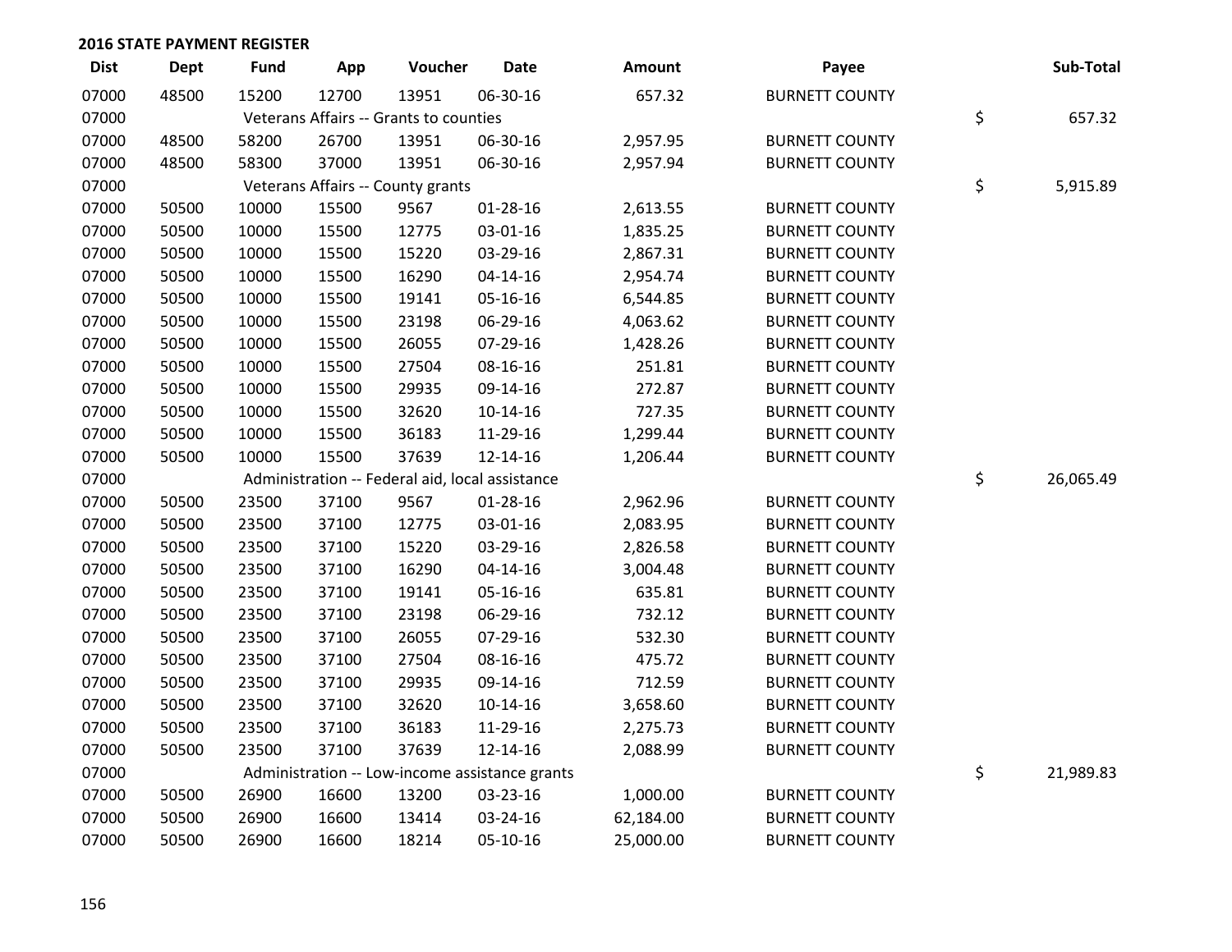**2016 STATE PAYMENT REGISTER**

| Dist | Dept | Fund | App | Voucher | Date | Amount | Payee | | Sub-Total |
|---|---|---|---|---|---|---|---|---|---|
| 07000 | 48500 | 15200 | 12700 | 13951 | 06-30-16 | 657.32 | BURNETT COUNTY | | |
| 07000 | | Veterans Affairs -- Grants to counties | | | | | | $ | 657.32 |
| 07000 | 48500 | 58200 | 26700 | 13951 | 06-30-16 | 2,957.95 | BURNETT COUNTY | | |
| 07000 | 48500 | 58300 | 37000 | 13951 | 06-30-16 | 2,957.94 | BURNETT COUNTY | | |
| 07000 | | Veterans Affairs -- County grants | | | | | | $ | 5,915.89 |
| 07000 | 50500 | 10000 | 15500 | 9567 | 01-28-16 | 2,613.55 | BURNETT COUNTY | | |
| 07000 | 50500 | 10000 | 15500 | 12775 | 03-01-16 | 1,835.25 | BURNETT COUNTY | | |
| 07000 | 50500 | 10000 | 15500 | 15220 | 03-29-16 | 2,867.31 | BURNETT COUNTY | | |
| 07000 | 50500 | 10000 | 15500 | 16290 | 04-14-16 | 2,954.74 | BURNETT COUNTY | | |
| 07000 | 50500 | 10000 | 15500 | 19141 | 05-16-16 | 6,544.85 | BURNETT COUNTY | | |
| 07000 | 50500 | 10000 | 15500 | 23198 | 06-29-16 | 4,063.62 | BURNETT COUNTY | | |
| 07000 | 50500 | 10000 | 15500 | 26055 | 07-29-16 | 1,428.26 | BURNETT COUNTY | | |
| 07000 | 50500 | 10000 | 15500 | 27504 | 08-16-16 | 251.81 | BURNETT COUNTY | | |
| 07000 | 50500 | 10000 | 15500 | 29935 | 09-14-16 | 272.87 | BURNETT COUNTY | | |
| 07000 | 50500 | 10000 | 15500 | 32620 | 10-14-16 | 727.35 | BURNETT COUNTY | | |
| 07000 | 50500 | 10000 | 15500 | 36183 | 11-29-16 | 1,299.44 | BURNETT COUNTY | | |
| 07000 | 50500 | 10000 | 15500 | 37639 | 12-14-16 | 1,206.44 | BURNETT COUNTY | | |
| 07000 | | Administration -- Federal aid, local assistance | | | | | | $ | 26,065.49 |
| 07000 | 50500 | 23500 | 37100 | 9567 | 01-28-16 | 2,962.96 | BURNETT COUNTY | | |
| 07000 | 50500 | 23500 | 37100 | 12775 | 03-01-16 | 2,083.95 | BURNETT COUNTY | | |
| 07000 | 50500 | 23500 | 37100 | 15220 | 03-29-16 | 2,826.58 | BURNETT COUNTY | | |
| 07000 | 50500 | 23500 | 37100 | 16290 | 04-14-16 | 3,004.48 | BURNETT COUNTY | | |
| 07000 | 50500 | 23500 | 37100 | 19141 | 05-16-16 | 635.81 | BURNETT COUNTY | | |
| 07000 | 50500 | 23500 | 37100 | 23198 | 06-29-16 | 732.12 | BURNETT COUNTY | | |
| 07000 | 50500 | 23500 | 37100 | 26055 | 07-29-16 | 532.30 | BURNETT COUNTY | | |
| 07000 | 50500 | 23500 | 37100 | 27504 | 08-16-16 | 475.72 | BURNETT COUNTY | | |
| 07000 | 50500 | 23500 | 37100 | 29935 | 09-14-16 | 712.59 | BURNETT COUNTY | | |
| 07000 | 50500 | 23500 | 37100 | 32620 | 10-14-16 | 3,658.60 | BURNETT COUNTY | | |
| 07000 | 50500 | 23500 | 37100 | 36183 | 11-29-16 | 2,275.73 | BURNETT COUNTY | | |
| 07000 | 50500 | 23500 | 37100 | 37639 | 12-14-16 | 2,088.99 | BURNETT COUNTY | | |
| 07000 | | Administration -- Low-income assistance grants | | | | | | $ | 21,989.83 |
| 07000 | 50500 | 26900 | 16600 | 13200 | 03-23-16 | 1,000.00 | BURNETT COUNTY | | |
| 07000 | 50500 | 26900 | 16600 | 13414 | 03-24-16 | 62,184.00 | BURNETT COUNTY | | |
| 07000 | 50500 | 26900 | 16600 | 18214 | 05-10-16 | 25,000.00 | BURNETT COUNTY | | |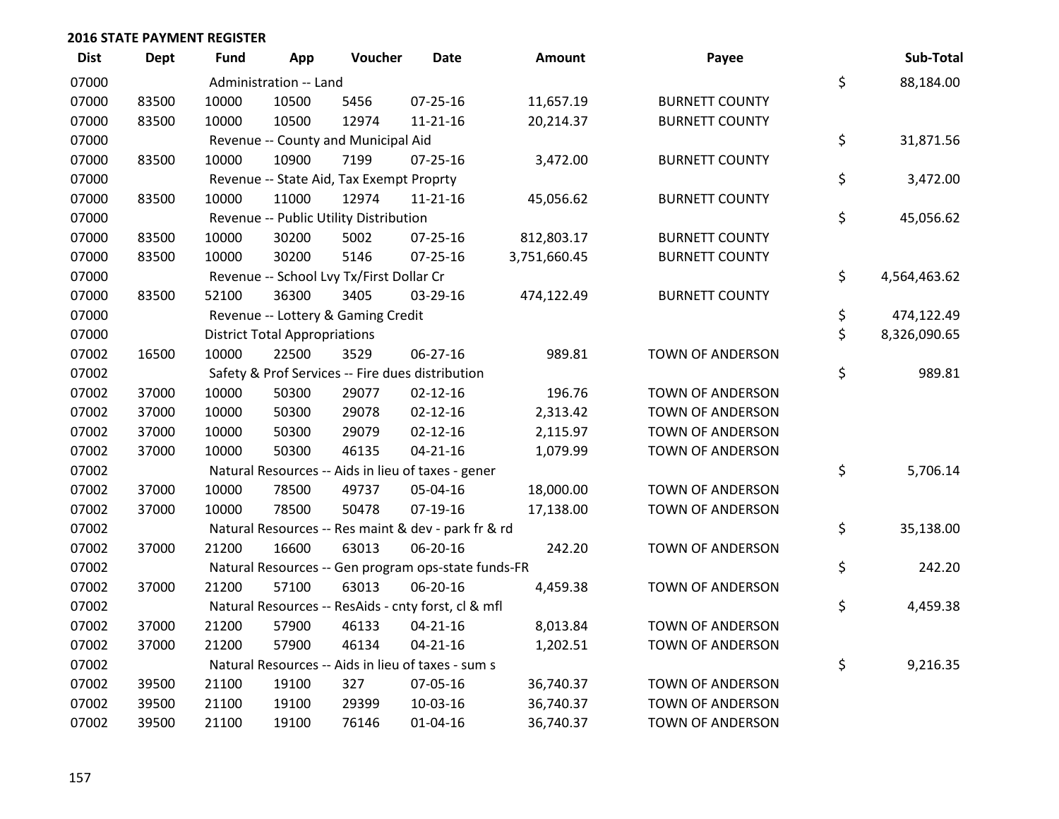**2016 STATE PAYMENT REGISTER**

| Dist | Dept | Fund | App | Voucher | Date | Amount | Payee | Sub-Total |
|---|---|---|---|---|---|---|---|---|
| 07000 | | Administration -- Land | | | | | | $ 88,184.00 |
| 07000 | 83500 | 10000 | 10500 | 5456 | 07-25-16 | 11,657.19 | BURNETT COUNTY | |
| 07000 | 83500 | 10000 | 10500 | 12974 | 11-21-16 | 20,214.37 | BURNETT COUNTY | |
| 07000 | | Revenue -- County and Municipal Aid | | | | | | $ 31,871.56 |
| 07000 | 83500 | 10000 | 10900 | 7199 | 07-25-16 | 3,472.00 | BURNETT COUNTY | |
| 07000 | | Revenue -- State Aid, Tax Exempt Proprty | | | | | | $ 3,472.00 |
| 07000 | 83500 | 10000 | 11000 | 12974 | 11-21-16 | 45,056.62 | BURNETT COUNTY | |
| 07000 | | Revenue -- Public Utility Distribution | | | | | | $ 45,056.62 |
| 07000 | 83500 | 10000 | 30200 | 5002 | 07-25-16 | 812,803.17 | BURNETT COUNTY | |
| 07000 | 83500 | 10000 | 30200 | 5146 | 07-25-16 | 3,751,660.45 | BURNETT COUNTY | |
| 07000 | | Revenue -- School Lvy Tx/First Dollar Cr | | | | | | $ 4,564,463.62 |
| 07000 | 83500 | 52100 | 36300 | 3405 | 03-29-16 | 474,122.49 | BURNETT COUNTY | |
| 07000 | | Revenue -- Lottery & Gaming Credit | | | | | | $ 474,122.49 |
| 07000 | | District Total Appropriations | | | | | | $ 8,326,090.65 |
| 07002 | 16500 | 10000 | 22500 | 3529 | 06-27-16 | 989.81 | TOWN OF ANDERSON | |
| 07002 | | Safety & Prof Services -- Fire dues distribution | | | | | | $ 989.81 |
| 07002 | 37000 | 10000 | 50300 | 29077 | 02-12-16 | 196.76 | TOWN OF ANDERSON | |
| 07002 | 37000 | 10000 | 50300 | 29078 | 02-12-16 | 2,313.42 | TOWN OF ANDERSON | |
| 07002 | 37000 | 10000 | 50300 | 29079 | 02-12-16 | 2,115.97 | TOWN OF ANDERSON | |
| 07002 | 37000 | 10000 | 50300 | 46135 | 04-21-16 | 1,079.99 | TOWN OF ANDERSON | |
| 07002 | | Natural Resources -- Aids in lieu of taxes - gener | | | | | | $ 5,706.14 |
| 07002 | 37000 | 10000 | 78500 | 49737 | 05-04-16 | 18,000.00 | TOWN OF ANDERSON | |
| 07002 | 37000 | 10000 | 78500 | 50478 | 07-19-16 | 17,138.00 | TOWN OF ANDERSON | |
| 07002 | | Natural Resources -- Res maint & dev - park fr & rd | | | | | | $ 35,138.00 |
| 07002 | 37000 | 21200 | 16600 | 63013 | 06-20-16 | 242.20 | TOWN OF ANDERSON | |
| 07002 | | Natural Resources -- Gen program ops-state funds-FR | | | | | | $ 242.20 |
| 07002 | 37000 | 21200 | 57100 | 63013 | 06-20-16 | 4,459.38 | TOWN OF ANDERSON | |
| 07002 | | Natural Resources -- ResAids - cnty forst, cl & mfl | | | | | | $ 4,459.38 |
| 07002 | 37000 | 21200 | 57900 | 46133 | 04-21-16 | 8,013.84 | TOWN OF ANDERSON | |
| 07002 | 37000 | 21200 | 57900 | 46134 | 04-21-16 | 1,202.51 | TOWN OF ANDERSON | |
| 07002 | | Natural Resources -- Aids in lieu of taxes - sum s | | | | | | $ 9,216.35 |
| 07002 | 39500 | 21100 | 19100 | 327 | 07-05-16 | 36,740.37 | TOWN OF ANDERSON | |
| 07002 | 39500 | 21100 | 19100 | 29399 | 10-03-16 | 36,740.37 | TOWN OF ANDERSON | |
| 07002 | 39500 | 21100 | 19100 | 76146 | 01-04-16 | 36,740.37 | TOWN OF ANDERSON | |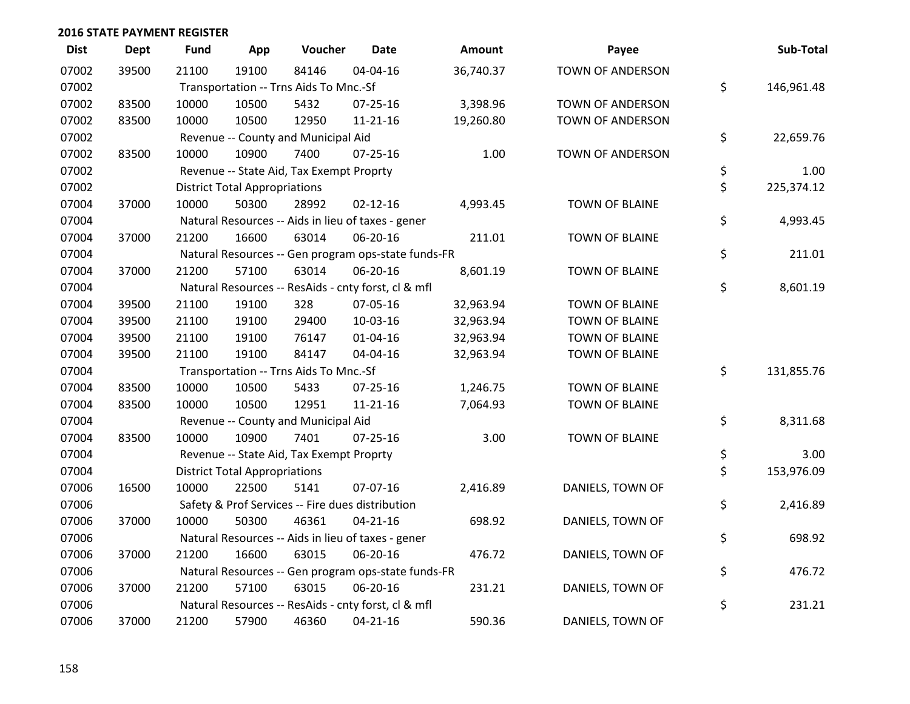## 2016 STATE PAYMENT REGISTER

| Dist | Dept | Fund | App | Voucher | Date | Amount | Payee | Sub-Total |
|---|---|---|---|---|---|---|---|---|
| 07002 | 39500 | 21100 | 19100 | 84146 | 04-04-16 | 36,740.37 | TOWN OF ANDERSON | |
| 07002 | | Transportation -- Trns Aids To Mnc.-Sf | | | | | | $ 146,961.48 |
| 07002 | 83500 | 10000 | 10500 | 5432 | 07-25-16 | 3,398.96 | TOWN OF ANDERSON | |
| 07002 | 83500 | 10000 | 10500 | 12950 | 11-21-16 | 19,260.80 | TOWN OF ANDERSON | |
| 07002 | | Revenue -- County and Municipal Aid | | | | | | $ 22,659.76 |
| 07002 | 83500 | 10000 | 10900 | 7400 | 07-25-16 | 1.00 | TOWN OF ANDERSON | |
| 07002 | | Revenue -- State Aid, Tax Exempt Proprty | | | | | | $ 1.00 |
| 07002 | | District Total Appropriations | | | | | | $ 225,374.12 |
| 07004 | 37000 | 10000 | 50300 | 28992 | 02-12-16 | 4,993.45 | TOWN OF BLAINE | |
| 07004 | | Natural Resources -- Aids in lieu of taxes - gener | | | | | | $ 4,993.45 |
| 07004 | 37000 | 21200 | 16600 | 63014 | 06-20-16 | 211.01 | TOWN OF BLAINE | |
| 07004 | | Natural Resources -- Gen program ops-state funds-FR | | | | | | $ 211.01 |
| 07004 | 37000 | 21200 | 57100 | 63014 | 06-20-16 | 8,601.19 | TOWN OF BLAINE | |
| 07004 | | Natural Resources -- ResAids - cnty forst, cl & mfl | | | | | | $ 8,601.19 |
| 07004 | 39500 | 21100 | 19100 | 328 | 07-05-16 | 32,963.94 | TOWN OF BLAINE | |
| 07004 | 39500 | 21100 | 19100 | 29400 | 10-03-16 | 32,963.94 | TOWN OF BLAINE | |
| 07004 | 39500 | 21100 | 19100 | 76147 | 01-04-16 | 32,963.94 | TOWN OF BLAINE | |
| 07004 | 39500 | 21100 | 19100 | 84147 | 04-04-16 | 32,963.94 | TOWN OF BLAINE | |
| 07004 | | Transportation -- Trns Aids To Mnc.-Sf | | | | | | $ 131,855.76 |
| 07004 | 83500 | 10000 | 10500 | 5433 | 07-25-16 | 1,246.75 | TOWN OF BLAINE | |
| 07004 | 83500 | 10000 | 10500 | 12951 | 11-21-16 | 7,064.93 | TOWN OF BLAINE | |
| 07004 | | Revenue -- County and Municipal Aid | | | | | | $ 8,311.68 |
| 07004 | 83500 | 10000 | 10900 | 7401 | 07-25-16 | 3.00 | TOWN OF BLAINE | |
| 07004 | | Revenue -- State Aid, Tax Exempt Proprty | | | | | | $ 3.00 |
| 07004 | | District Total Appropriations | | | | | | $ 153,976.09 |
| 07006 | 16500 | 10000 | 22500 | 5141 | 07-07-16 | 2,416.89 | DANIELS, TOWN OF | |
| 07006 | | Safety & Prof Services -- Fire dues distribution | | | | | | $ 2,416.89 |
| 07006 | 37000 | 10000 | 50300 | 46361 | 04-21-16 | 698.92 | DANIELS, TOWN OF | |
| 07006 | | Natural Resources -- Aids in lieu of taxes - gener | | | | | | $ 698.92 |
| 07006 | 37000 | 21200 | 16600 | 63015 | 06-20-16 | 476.72 | DANIELS, TOWN OF | |
| 07006 | | Natural Resources -- Gen program ops-state funds-FR | | | | | | $ 476.72 |
| 07006 | 37000 | 21200 | 57100 | 63015 | 06-20-16 | 231.21 | DANIELS, TOWN OF | |
| 07006 | | Natural Resources -- ResAids - cnty forst, cl & mfl | | | | | | $ 231.21 |
| 07006 | 37000 | 21200 | 57900 | 46360 | 04-21-16 | 590.36 | DANIELS, TOWN OF | |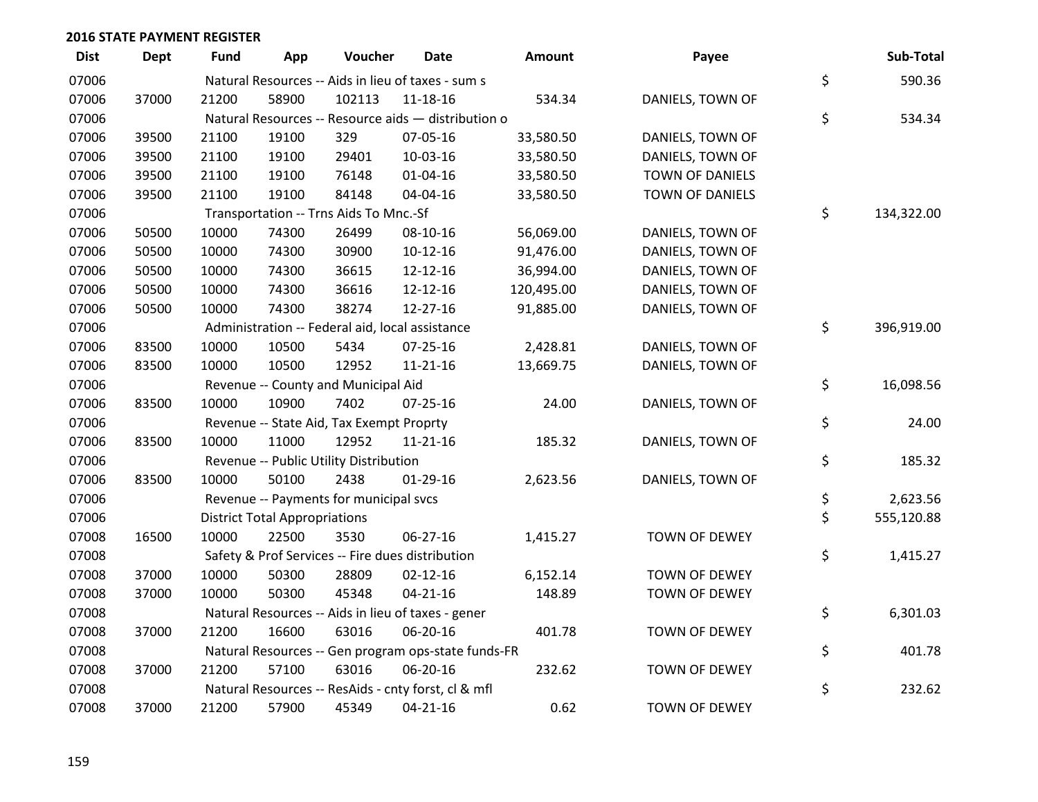**2016 STATE PAYMENT REGISTER**

| Dist | Dept | Fund | App | Voucher | Date | Amount | Payee | | Sub-Total |
|---|---|---|---|---|---|---|---|---|---|
| 07006 | | Natural Resources -- Aids in lieu of taxes - sum s | | | | | | $ | 590.36 |
| 07006 | 37000 | 21200 | 58900 | 102113 | 11-18-16 | 534.34 | DANIELS, TOWN OF | | |
| 07006 | | Natural Resources -- Resource aids — distribution o | | | | | | $ | 534.34 |
| 07006 | 39500 | 21100 | 19100 | 329 | 07-05-16 | 33,580.50 | DANIELS, TOWN OF | | |
| 07006 | 39500 | 21100 | 19100 | 29401 | 10-03-16 | 33,580.50 | DANIELS, TOWN OF | | |
| 07006 | 39500 | 21100 | 19100 | 76148 | 01-04-16 | 33,580.50 | TOWN OF DANIELS | | |
| 07006 | 39500 | 21100 | 19100 | 84148 | 04-04-16 | 33,580.50 | TOWN OF DANIELS | | |
| 07006 | | Transportation -- Trns Aids To Mnc.-Sf | | | | | | $ | 134,322.00 |
| 07006 | 50500 | 10000 | 74300 | 26499 | 08-10-16 | 56,069.00 | DANIELS, TOWN OF | | |
| 07006 | 50500 | 10000 | 74300 | 30900 | 10-12-16 | 91,476.00 | DANIELS, TOWN OF | | |
| 07006 | 50500 | 10000 | 74300 | 36615 | 12-12-16 | 36,994.00 | DANIELS, TOWN OF | | |
| 07006 | 50500 | 10000 | 74300 | 36616 | 12-12-16 | 120,495.00 | DANIELS, TOWN OF | | |
| 07006 | 50500 | 10000 | 74300 | 38274 | 12-27-16 | 91,885.00 | DANIELS, TOWN OF | | |
| 07006 | | Administration -- Federal aid, local assistance | | | | | | $ | 396,919.00 |
| 07006 | 83500 | 10000 | 10500 | 5434 | 07-25-16 | 2,428.81 | DANIELS, TOWN OF | | |
| 07006 | 83500 | 10000 | 10500 | 12952 | 11-21-16 | 13,669.75 | DANIELS, TOWN OF | | |
| 07006 | | Revenue -- County and Municipal Aid | | | | | | $ | 16,098.56 |
| 07006 | 83500 | 10000 | 10900 | 7402 | 07-25-16 | 24.00 | DANIELS, TOWN OF | | |
| 07006 | | Revenue -- State Aid, Tax Exempt Proprty | | | | | | $ | 24.00 |
| 07006 | 83500 | 10000 | 11000 | 12952 | 11-21-16 | 185.32 | DANIELS, TOWN OF | | |
| 07006 | | Revenue -- Public Utility Distribution | | | | | | $ | 185.32 |
| 07006 | 83500 | 10000 | 50100 | 2438 | 01-29-16 | 2,623.56 | DANIELS, TOWN OF | | |
| 07006 | | Revenue -- Payments for municipal svcs | | | | | | $ | 2,623.56 |
| 07006 | | District Total Appropriations | | | | | | $ | 555,120.88 |
| 07008 | 16500 | 10000 | 22500 | 3530 | 06-27-16 | 1,415.27 | TOWN OF DEWEY | | |
| 07008 | | Safety & Prof Services -- Fire dues distribution | | | | | | $ | 1,415.27 |
| 07008 | 37000 | 10000 | 50300 | 28809 | 02-12-16 | 6,152.14 | TOWN OF DEWEY | | |
| 07008 | 37000 | 10000 | 50300 | 45348 | 04-21-16 | 148.89 | TOWN OF DEWEY | | |
| 07008 | | Natural Resources -- Aids in lieu of taxes - gener | | | | | | $ | 6,301.03 |
| 07008 | 37000 | 21200 | 16600 | 63016 | 06-20-16 | 401.78 | TOWN OF DEWEY | | |
| 07008 | | Natural Resources -- Gen program ops-state funds-FR | | | | | | $ | 401.78 |
| 07008 | 37000 | 21200 | 57100 | 63016 | 06-20-16 | 232.62 | TOWN OF DEWEY | | |
| 07008 | | Natural Resources -- ResAids - cnty forst, cl & mfl | | | | | | $ | 232.62 |
| 07008 | 37000 | 21200 | 57900 | 45349 | 04-21-16 | 0.62 | TOWN OF DEWEY | | |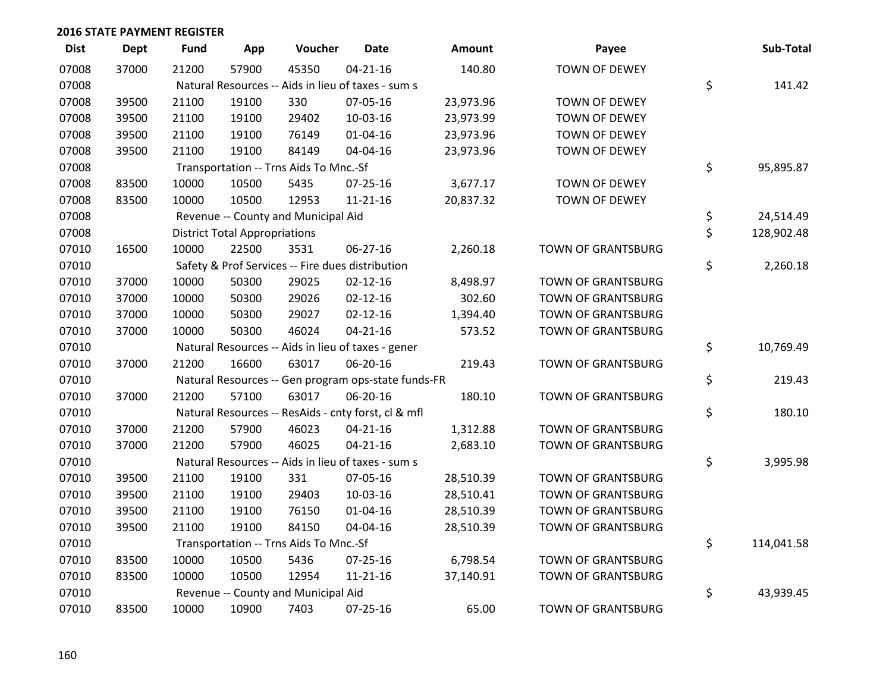**2016 STATE PAYMENT REGISTER**

| Dist | Dept | Fund | App | Voucher | Date | Amount | Payee | Sub-Total |
|---|---|---|---|---|---|---|---|---|
| 07008 | 37000 | 21200 | 57900 | 45350 | 04-21-16 | 140.80 | TOWN OF DEWEY | |
| 07008 | | Natural Resources -- Aids in lieu of taxes - sum s | | | | | | $ 141.42 |
| 07008 | 39500 | 21100 | 19100 | 330 | 07-05-16 | 23,973.96 | TOWN OF DEWEY | |
| 07008 | 39500 | 21100 | 19100 | 29402 | 10-03-16 | 23,973.99 | TOWN OF DEWEY | |
| 07008 | 39500 | 21100 | 19100 | 76149 | 01-04-16 | 23,973.96 | TOWN OF DEWEY | |
| 07008 | 39500 | 21100 | 19100 | 84149 | 04-04-16 | 23,973.96 | TOWN OF DEWEY | |
| 07008 | | Transportation -- Trns Aids To Mnc.-Sf | | | | | | $ 95,895.87 |
| 07008 | 83500 | 10000 | 10500 | 5435 | 07-25-16 | 3,677.17 | TOWN OF DEWEY | |
| 07008 | 83500 | 10000 | 10500 | 12953 | 11-21-16 | 20,837.32 | TOWN OF DEWEY | |
| 07008 | | Revenue -- County and Municipal Aid | | | | | | $ 24,514.49 |
| 07008 | | District Total Appropriations | | | | | | $ 128,902.48 |
| 07010 | 16500 | 10000 | 22500 | 3531 | 06-27-16 | 2,260.18 | TOWN OF GRANTSBURG | |
| 07010 | | Safety & Prof Services -- Fire dues distribution | | | | | | $ 2,260.18 |
| 07010 | 37000 | 10000 | 50300 | 29025 | 02-12-16 | 8,498.97 | TOWN OF GRANTSBURG | |
| 07010 | 37000 | 10000 | 50300 | 29026 | 02-12-16 | 302.60 | TOWN OF GRANTSBURG | |
| 07010 | 37000 | 10000 | 50300 | 29027 | 02-12-16 | 1,394.40 | TOWN OF GRANTSBURG | |
| 07010 | 37000 | 10000 | 50300 | 46024 | 04-21-16 | 573.52 | TOWN OF GRANTSBURG | |
| 07010 | | Natural Resources -- Aids in lieu of taxes - gener | | | | | | $ 10,769.49 |
| 07010 | 37000 | 21200 | 16600 | 63017 | 06-20-16 | 219.43 | TOWN OF GRANTSBURG | |
| 07010 | | Natural Resources -- Gen program ops-state funds-FR | | | | | | $ 219.43 |
| 07010 | 37000 | 21200 | 57100 | 63017 | 06-20-16 | 180.10 | TOWN OF GRANTSBURG | |
| 07010 | | Natural Resources -- ResAids - cnty forst, cl & mfl | | | | | | $ 180.10 |
| 07010 | 37000 | 21200 | 57900 | 46023 | 04-21-16 | 1,312.88 | TOWN OF GRANTSBURG | |
| 07010 | 37000 | 21200 | 57900 | 46025 | 04-21-16 | 2,683.10 | TOWN OF GRANTSBURG | |
| 07010 | | Natural Resources -- Aids in lieu of taxes - sum s | | | | | | $ 3,995.98 |
| 07010 | 39500 | 21100 | 19100 | 331 | 07-05-16 | 28,510.39 | TOWN OF GRANTSBURG | |
| 07010 | 39500 | 21100 | 19100 | 29403 | 10-03-16 | 28,510.41 | TOWN OF GRANTSBURG | |
| 07010 | 39500 | 21100 | 19100 | 76150 | 01-04-16 | 28,510.39 | TOWN OF GRANTSBURG | |
| 07010 | 39500 | 21100 | 19100 | 84150 | 04-04-16 | 28,510.39 | TOWN OF GRANTSBURG | |
| 07010 | | Transportation -- Trns Aids To Mnc.-Sf | | | | | | $ 114,041.58 |
| 07010 | 83500 | 10000 | 10500 | 5436 | 07-25-16 | 6,798.54 | TOWN OF GRANTSBURG | |
| 07010 | 83500 | 10000 | 10500 | 12954 | 11-21-16 | 37,140.91 | TOWN OF GRANTSBURG | |
| 07010 | | Revenue -- County and Municipal Aid | | | | | | $ 43,939.45 |
| 07010 | 83500 | 10000 | 10900 | 7403 | 07-25-16 | 65.00 | TOWN OF GRANTSBURG | |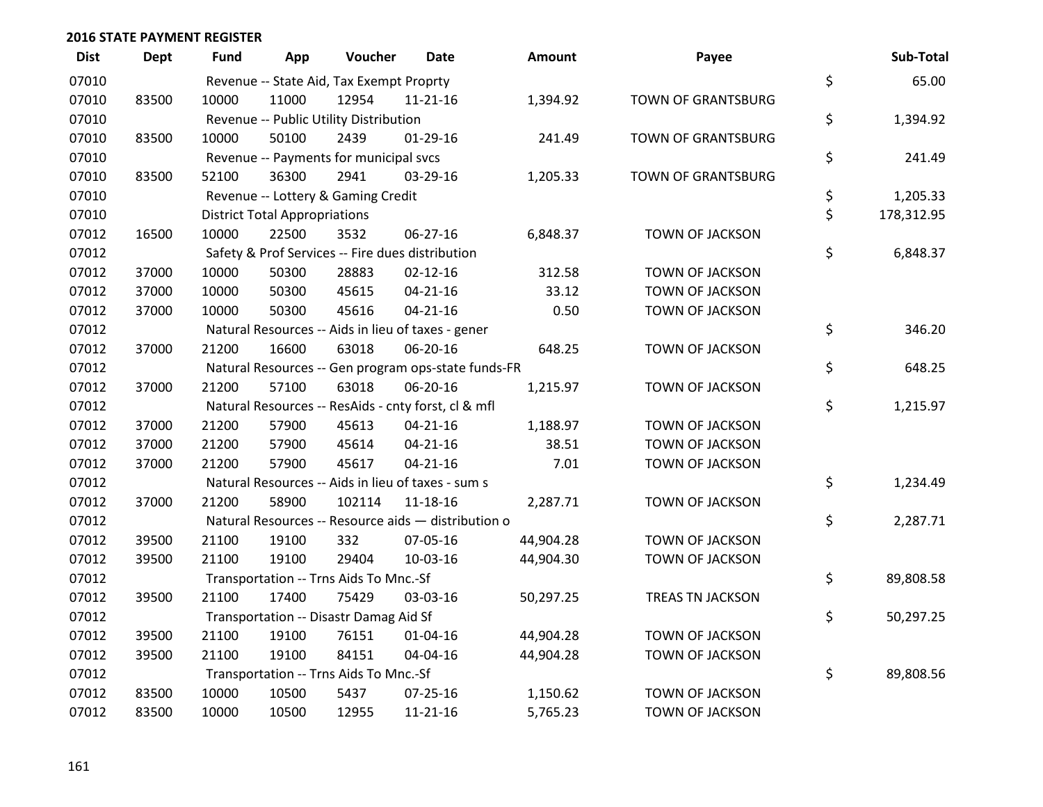## 2016 STATE PAYMENT REGISTER

| Dist | Dept | Fund | App | Voucher | Date | Amount | Payee | Sub-Total |
|---|---|---|---|---|---|---|---|---|
| 07010 | | Revenue -- State Aid, Tax Exempt Proprty | | | | | | $ 65.00 |
| 07010 | 83500 | 10000 | 11000 | 12954 | 11-21-16 | 1,394.92 | TOWN OF GRANTSBURG | |
| 07010 | | Revenue -- Public Utility Distribution | | | | | | $ 1,394.92 |
| 07010 | 83500 | 10000 | 50100 | 2439 | 01-29-16 | 241.49 | TOWN OF GRANTSBURG | |
| 07010 | | Revenue -- Payments for municipal svcs | | | | | | $ 241.49 |
| 07010 | 83500 | 52100 | 36300 | 2941 | 03-29-16 | 1,205.33 | TOWN OF GRANTSBURG | |
| 07010 | | Revenue -- Lottery & Gaming Credit | | | | | | $ 1,205.33 |
| 07010 | | District Total Appropriations | | | | | | $ 178,312.95 |
| 07012 | 16500 | 10000 | 22500 | 3532 | 06-27-16 | 6,848.37 | TOWN OF JACKSON | |
| 07012 | | Safety & Prof Services -- Fire dues distribution | | | | | | $ 6,848.37 |
| 07012 | 37000 | 10000 | 50300 | 28883 | 02-12-16 | 312.58 | TOWN OF JACKSON | |
| 07012 | 37000 | 10000 | 50300 | 45615 | 04-21-16 | 33.12 | TOWN OF JACKSON | |
| 07012 | 37000 | 10000 | 50300 | 45616 | 04-21-16 | 0.50 | TOWN OF JACKSON | |
| 07012 | | Natural Resources -- Aids in lieu of taxes - gener | | | | | | $ 346.20 |
| 07012 | 37000 | 21200 | 16600 | 63018 | 06-20-16 | 648.25 | TOWN OF JACKSON | |
| 07012 | | Natural Resources -- Gen program ops-state funds-FR | | | | | | $ 648.25 |
| 07012 | 37000 | 21200 | 57100 | 63018 | 06-20-16 | 1,215.97 | TOWN OF JACKSON | |
| 07012 | | Natural Resources -- ResAids - cnty forst, cl & mfl | | | | | | $ 1,215.97 |
| 07012 | 37000 | 21200 | 57900 | 45613 | 04-21-16 | 1,188.97 | TOWN OF JACKSON | |
| 07012 | 37000 | 21200 | 57900 | 45614 | 04-21-16 | 38.51 | TOWN OF JACKSON | |
| 07012 | 37000 | 21200 | 57900 | 45617 | 04-21-16 | 7.01 | TOWN OF JACKSON | |
| 07012 | | Natural Resources -- Aids in lieu of taxes - sum s | | | | | | $ 1,234.49 |
| 07012 | 37000 | 21200 | 58900 | 102114 | 11-18-16 | 2,287.71 | TOWN OF JACKSON | |
| 07012 | | Natural Resources -- Resource aids — distribution o | | | | | | $ 2,287.71 |
| 07012 | 39500 | 21100 | 19100 | 332 | 07-05-16 | 44,904.28 | TOWN OF JACKSON | |
| 07012 | 39500 | 21100 | 19100 | 29404 | 10-03-16 | 44,904.30 | TOWN OF JACKSON | |
| 07012 | | Transportation -- Trns Aids To Mnc.-Sf | | | | | | $ 89,808.58 |
| 07012 | 39500 | 21100 | 17400 | 75429 | 03-03-16 | 50,297.25 | TREAS TN JACKSON | |
| 07012 | | Transportation -- Disastr Damag Aid Sf | | | | | | $ 50,297.25 |
| 07012 | 39500 | 21100 | 19100 | 76151 | 01-04-16 | 44,904.28 | TOWN OF JACKSON | |
| 07012 | 39500 | 21100 | 19100 | 84151 | 04-04-16 | 44,904.28 | TOWN OF JACKSON | |
| 07012 | | Transportation -- Trns Aids To Mnc.-Sf | | | | | | $ 89,808.56 |
| 07012 | 83500 | 10000 | 10500 | 5437 | 07-25-16 | 1,150.62 | TOWN OF JACKSON | |
| 07012 | 83500 | 10000 | 10500 | 12955 | 11-21-16 | 5,765.23 | TOWN OF JACKSON | |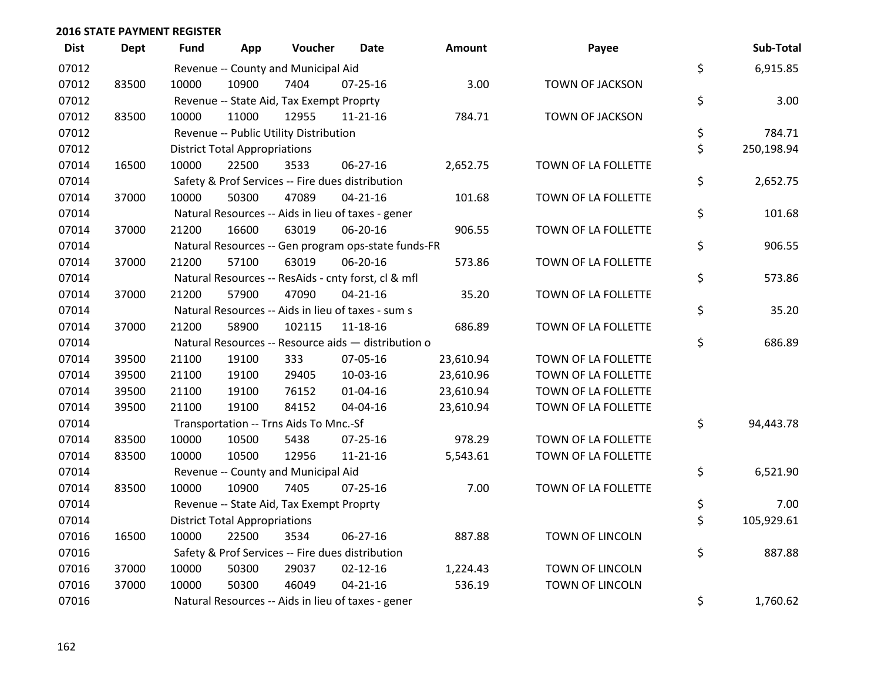## 2016 STATE PAYMENT REGISTER

| Dist | Dept | Fund | App | Voucher | Date | Amount | Payee | | Sub-Total |
|---|---|---|---|---|---|---|---|---|---|
| 07012 | | Revenue -- County and Municipal Aid | | | | | | $ | 6,915.85 |
| 07012 | 83500 | 10000 | 10900 | 7404 | 07-25-16 | 3.00 | TOWN OF JACKSON | | |
| 07012 | | Revenue -- State Aid, Tax Exempt Proprty | | | | | | $ | 3.00 |
| 07012 | 83500 | 10000 | 11000 | 12955 | 11-21-16 | 784.71 | TOWN OF JACKSON | | |
| 07012 | | Revenue -- Public Utility Distribution | | | | | | $ | 784.71 |
| 07012 | | District Total Appropriations | | | | | | $ | 250,198.94 |
| 07014 | 16500 | 10000 | 22500 | 3533 | 06-27-16 | 2,652.75 | TOWN OF LA FOLLETTE | | |
| 07014 | | Safety & Prof Services -- Fire dues distribution | | | | | | $ | 2,652.75 |
| 07014 | 37000 | 10000 | 50300 | 47089 | 04-21-16 | 101.68 | TOWN OF LA FOLLETTE | | |
| 07014 | | Natural Resources -- Aids in lieu of taxes - gener | | | | | | $ | 101.68 |
| 07014 | 37000 | 21200 | 16600 | 63019 | 06-20-16 | 906.55 | TOWN OF LA FOLLETTE | | |
| 07014 | | Natural Resources -- Gen program ops-state funds-FR | | | | | | $ | 906.55 |
| 07014 | 37000 | 21200 | 57100 | 63019 | 06-20-16 | 573.86 | TOWN OF LA FOLLETTE | | |
| 07014 | | Natural Resources -- ResAids - cnty forst, cl & mfl | | | | | | $ | 573.86 |
| 07014 | 37000 | 21200 | 57900 | 47090 | 04-21-16 | 35.20 | TOWN OF LA FOLLETTE | | |
| 07014 | | Natural Resources -- Aids in lieu of taxes - sum s | | | | | | $ | 35.20 |
| 07014 | 37000 | 21200 | 58900 | 102115 | 11-18-16 | 686.89 | TOWN OF LA FOLLETTE | | |
| 07014 | | Natural Resources -- Resource aids — distribution o | | | | | | $ | 686.89 |
| 07014 | 39500 | 21100 | 19100 | 333 | 07-05-16 | 23,610.94 | TOWN OF LA FOLLETTE | | |
| 07014 | 39500 | 21100 | 19100 | 29405 | 10-03-16 | 23,610.96 | TOWN OF LA FOLLETTE | | |
| 07014 | 39500 | 21100 | 19100 | 76152 | 01-04-16 | 23,610.94 | TOWN OF LA FOLLETTE | | |
| 07014 | 39500 | 21100 | 19100 | 84152 | 04-04-16 | 23,610.94 | TOWN OF LA FOLLETTE | | |
| 07014 | | Transportation -- Trns Aids To Mnc.-Sf | | | | | | $ | 94,443.78 |
| 07014 | 83500 | 10000 | 10500 | 5438 | 07-25-16 | 978.29 | TOWN OF LA FOLLETTE | | |
| 07014 | 83500 | 10000 | 10500 | 12956 | 11-21-16 | 5,543.61 | TOWN OF LA FOLLETTE | | |
| 07014 | | Revenue -- County and Municipal Aid | | | | | | $ | 6,521.90 |
| 07014 | 83500 | 10000 | 10900 | 7405 | 07-25-16 | 7.00 | TOWN OF LA FOLLETTE | | |
| 07014 | | Revenue -- State Aid, Tax Exempt Proprty | | | | | | $ | 7.00 |
| 07014 | | District Total Appropriations | | | | | | $ | 105,929.61 |
| 07016 | 16500 | 10000 | 22500 | 3534 | 06-27-16 | 887.88 | TOWN OF LINCOLN | | |
| 07016 | | Safety & Prof Services -- Fire dues distribution | | | | | | $ | 887.88 |
| 07016 | 37000 | 10000 | 50300 | 29037 | 02-12-16 | 1,224.43 | TOWN OF LINCOLN | | |
| 07016 | 37000 | 10000 | 50300 | 46049 | 04-21-16 | 536.19 | TOWN OF LINCOLN | | |
| 07016 | | Natural Resources -- Aids in lieu of taxes - gener | | | | | | $ | 1,760.62 |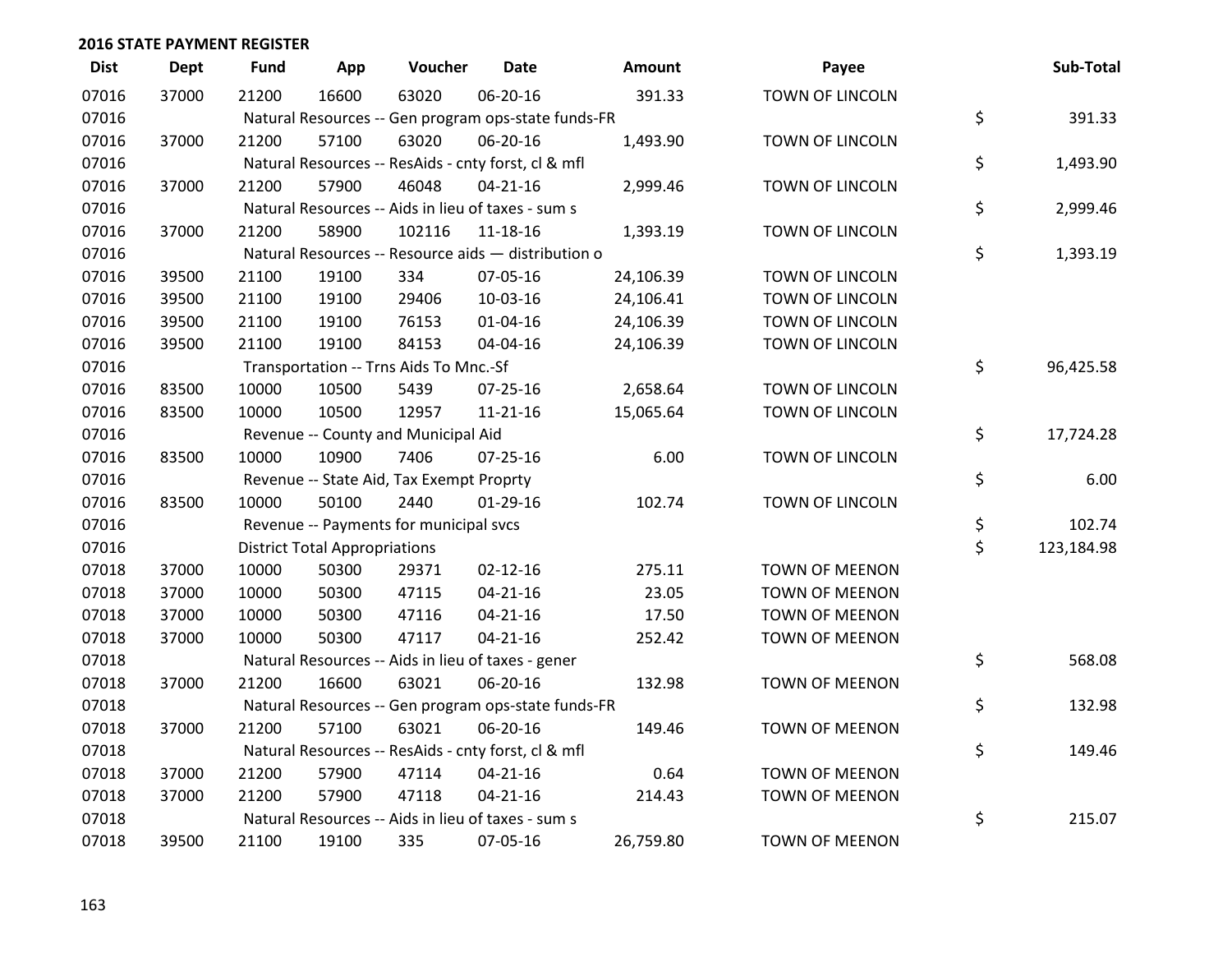## 2016 STATE PAYMENT REGISTER

| Dist | Dept | Fund | App | Voucher | Date | Amount | Payee | Sub-Total |
|---|---|---|---|---|---|---|---|---|
| 07016 | 37000 | 21200 | 16600 | 63020 | 06-20-16 | 391.33 | TOWN OF LINCOLN | |
| 07016 | | Natural Resources -- Gen program ops-state funds-FR | | | | | | $ 391.33 |
| 07016 | 37000 | 21200 | 57100 | 63020 | 06-20-16 | 1,493.90 | TOWN OF LINCOLN | |
| 07016 | | Natural Resources -- ResAids - cnty forst, cl & mfl | | | | | | $ 1,493.90 |
| 07016 | 37000 | 21200 | 57900 | 46048 | 04-21-16 | 2,999.46 | TOWN OF LINCOLN | |
| 07016 | | Natural Resources -- Aids in lieu of taxes - sum s | | | | | | $ 2,999.46 |
| 07016 | 37000 | 21200 | 58900 | 102116 | 11-18-16 | 1,393.19 | TOWN OF LINCOLN | |
| 07016 | | Natural Resources -- Resource aids — distribution o | | | | | | $ 1,393.19 |
| 07016 | 39500 | 21100 | 19100 | 334 | 07-05-16 | 24,106.39 | TOWN OF LINCOLN | |
| 07016 | 39500 | 21100 | 19100 | 29406 | 10-03-16 | 24,106.41 | TOWN OF LINCOLN | |
| 07016 | 39500 | 21100 | 19100 | 76153 | 01-04-16 | 24,106.39 | TOWN OF LINCOLN | |
| 07016 | 39500 | 21100 | 19100 | 84153 | 04-04-16 | 24,106.39 | TOWN OF LINCOLN | |
| 07016 | | Transportation -- Trns Aids To Mnc.-Sf | | | | | | $ 96,425.58 |
| 07016 | 83500 | 10000 | 10500 | 5439 | 07-25-16 | 2,658.64 | TOWN OF LINCOLN | |
| 07016 | 83500 | 10000 | 10500 | 12957 | 11-21-16 | 15,065.64 | TOWN OF LINCOLN | |
| 07016 | | Revenue -- County and Municipal Aid | | | | | | $ 17,724.28 |
| 07016 | 83500 | 10000 | 10900 | 7406 | 07-25-16 | 6.00 | TOWN OF LINCOLN | |
| 07016 | | Revenue -- State Aid, Tax Exempt Proprty | | | | | | $ 6.00 |
| 07016 | 83500 | 10000 | 50100 | 2440 | 01-29-16 | 102.74 | TOWN OF LINCOLN | |
| 07016 | | Revenue -- Payments for municipal svcs | | | | | | $ 102.74 |
| 07016 | | District Total Appropriations | | | | | | $ 123,184.98 |
| 07018 | 37000 | 10000 | 50300 | 29371 | 02-12-16 | 275.11 | TOWN OF MEENON | |
| 07018 | 37000 | 10000 | 50300 | 47115 | 04-21-16 | 23.05 | TOWN OF MEENON | |
| 07018 | 37000 | 10000 | 50300 | 47116 | 04-21-16 | 17.50 | TOWN OF MEENON | |
| 07018 | 37000 | 10000 | 50300 | 47117 | 04-21-16 | 252.42 | TOWN OF MEENON | |
| 07018 | | Natural Resources -- Aids in lieu of taxes - gener | | | | | | $ 568.08 |
| 07018 | 37000 | 21200 | 16600 | 63021 | 06-20-16 | 132.98 | TOWN OF MEENON | |
| 07018 | | Natural Resources -- Gen program ops-state funds-FR | | | | | | $ 132.98 |
| 07018 | 37000 | 21200 | 57100 | 63021 | 06-20-16 | 149.46 | TOWN OF MEENON | |
| 07018 | | Natural Resources -- ResAids - cnty forst, cl & mfl | | | | | | $ 149.46 |
| 07018 | 37000 | 21200 | 57900 | 47114 | 04-21-16 | 0.64 | TOWN OF MEENON | |
| 07018 | 37000 | 21200 | 57900 | 47118 | 04-21-16 | 214.43 | TOWN OF MEENON | |
| 07018 | | Natural Resources -- Aids in lieu of taxes - sum s | | | | | | $ 215.07 |
| 07018 | 39500 | 21100 | 19100 | 335 | 07-05-16 | 26,759.80 | TOWN OF MEENON | |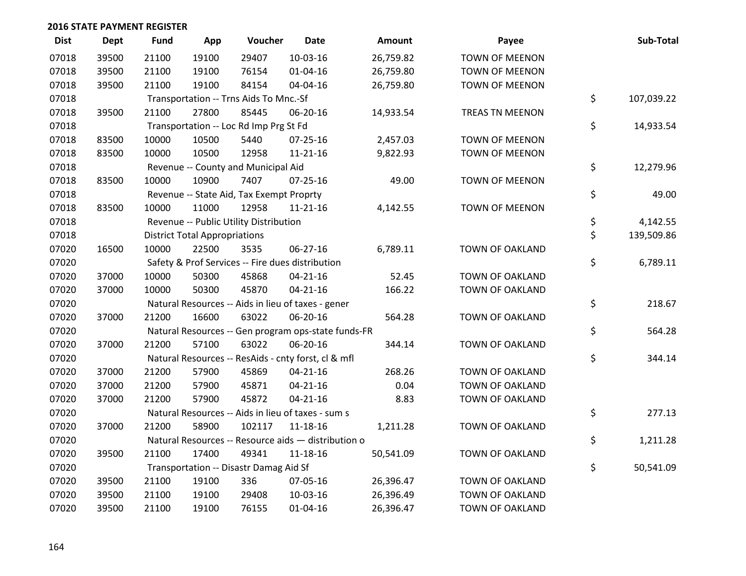## 2016 STATE PAYMENT REGISTER

| Dist | Dept | Fund | App | Voucher | Date | Amount | Payee | Sub-Total |
|---|---|---|---|---|---|---|---|---|
| 07018 | 39500 | 21100 | 19100 | 29407 | 10-03-16 | 26,759.82 | TOWN OF MEENON | |
| 07018 | 39500 | 21100 | 19100 | 76154 | 01-04-16 | 26,759.80 | TOWN OF MEENON | |
| 07018 | 39500 | 21100 | 19100 | 84154 | 04-04-16 | 26,759.80 | TOWN OF MEENON | |
| 07018 | | Transportation -- Trns Aids To Mnc.-Sf | | | | | | $ 107,039.22 |
| 07018 | 39500 | 21100 | 27800 | 85445 | 06-20-16 | 14,933.54 | TREAS TN MEENON | |
| 07018 | | Transportation -- Loc Rd Imp Prg St Fd | | | | | | $ 14,933.54 |
| 07018 | 83500 | 10000 | 10500 | 5440 | 07-25-16 | 2,457.03 | TOWN OF MEENON | |
| 07018 | 83500 | 10000 | 10500 | 12958 | 11-21-16 | 9,822.93 | TOWN OF MEENON | |
| 07018 | | Revenue -- County and Municipal Aid | | | | | | $ 12,279.96 |
| 07018 | 83500 | 10000 | 10900 | 7407 | 07-25-16 | 49.00 | TOWN OF MEENON | |
| 07018 | | Revenue -- State Aid, Tax Exempt Proprty | | | | | | $ 49.00 |
| 07018 | 83500 | 10000 | 11000 | 12958 | 11-21-16 | 4,142.55 | TOWN OF MEENON | |
| 07018 | | Revenue -- Public Utility Distribution | | | | | | $ 4,142.55 |
| 07018 | | District Total Appropriations | | | | | | $ 139,509.86 |
| 07020 | 16500 | 10000 | 22500 | 3535 | 06-27-16 | 6,789.11 | TOWN OF OAKLAND | |
| 07020 | | Safety & Prof Services -- Fire dues distribution | | | | | | $ 6,789.11 |
| 07020 | 37000 | 10000 | 50300 | 45868 | 04-21-16 | 52.45 | TOWN OF OAKLAND | |
| 07020 | 37000 | 10000 | 50300 | 45870 | 04-21-16 | 166.22 | TOWN OF OAKLAND | |
| 07020 | | Natural Resources -- Aids in lieu of taxes - gener | | | | | | $ 218.67 |
| 07020 | 37000 | 21200 | 16600 | 63022 | 06-20-16 | 564.28 | TOWN OF OAKLAND | |
| 07020 | | Natural Resources -- Gen program ops-state funds-FR | | | | | | $ 564.28 |
| 07020 | 37000 | 21200 | 57100 | 63022 | 06-20-16 | 344.14 | TOWN OF OAKLAND | |
| 07020 | | Natural Resources -- ResAids - cnty forst, cl & mfl | | | | | | $ 344.14 |
| 07020 | 37000 | 21200 | 57900 | 45869 | 04-21-16 | 268.26 | TOWN OF OAKLAND | |
| 07020 | 37000 | 21200 | 57900 | 45871 | 04-21-16 | 0.04 | TOWN OF OAKLAND | |
| 07020 | 37000 | 21200 | 57900 | 45872 | 04-21-16 | 8.83 | TOWN OF OAKLAND | |
| 07020 | | Natural Resources -- Aids in lieu of taxes - sum s | | | | | | $ 277.13 |
| 07020 | 37000 | 21200 | 58900 | 102117 | 11-18-16 | 1,211.28 | TOWN OF OAKLAND | |
| 07020 | | Natural Resources -- Resource aids — distribution o | | | | | | $ 1,211.28 |
| 07020 | 39500 | 21100 | 17400 | 49341 | 11-18-16 | 50,541.09 | TOWN OF OAKLAND | |
| 07020 | | Transportation -- Disastr Damag Aid Sf | | | | | | $ 50,541.09 |
| 07020 | 39500 | 21100 | 19100 | 336 | 07-05-16 | 26,396.47 | TOWN OF OAKLAND | |
| 07020 | 39500 | 21100 | 19100 | 29408 | 10-03-16 | 26,396.49 | TOWN OF OAKLAND | |
| 07020 | 39500 | 21100 | 19100 | 76155 | 01-04-16 | 26,396.47 | TOWN OF OAKLAND | |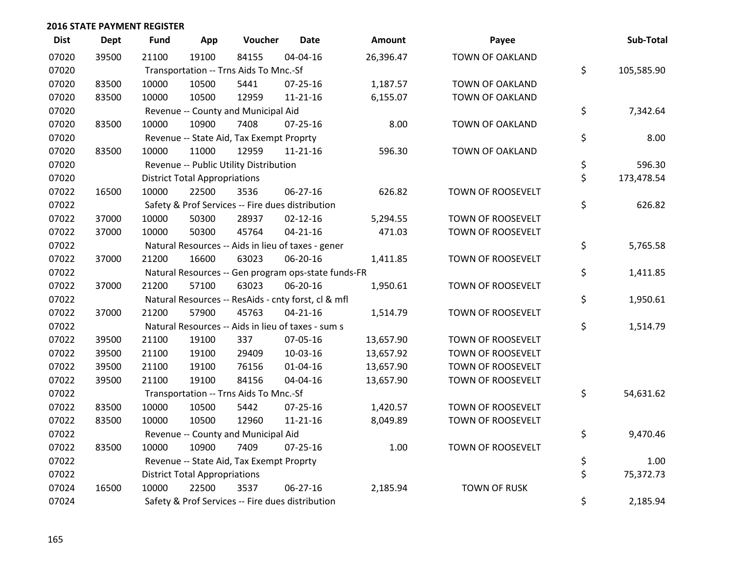## 2016 STATE PAYMENT REGISTER

| Dist | Dept | Fund | App | Voucher | Date | Amount | Payee | Sub-Total |
|---|---|---|---|---|---|---|---|---|
| 07020 | 39500 | 21100 | 19100 | 84155 | 04-04-16 | 26,396.47 | TOWN OF OAKLAND | |
| 07020 | | Transportation -- Trns Aids To Mnc.-Sf | | | | | | $ 105,585.90 |
| 07020 | 83500 | 10000 | 10500 | 5441 | 07-25-16 | 1,187.57 | TOWN OF OAKLAND | |
| 07020 | 83500 | 10000 | 10500 | 12959 | 11-21-16 | 6,155.07 | TOWN OF OAKLAND | |
| 07020 | | Revenue -- County and Municipal Aid | | | | | | $ 7,342.64 |
| 07020 | 83500 | 10000 | 10900 | 7408 | 07-25-16 | 8.00 | TOWN OF OAKLAND | |
| 07020 | | Revenue -- State Aid, Tax Exempt Proprty | | | | | | $ 8.00 |
| 07020 | 83500 | 10000 | 11000 | 12959 | 11-21-16 | 596.30 | TOWN OF OAKLAND | |
| 07020 | | Revenue -- Public Utility Distribution | | | | | | $ 596.30 |
| 07020 | | District Total Appropriations | | | | | | $ 173,478.54 |
| 07022 | 16500 | 10000 | 22500 | 3536 | 06-27-16 | 626.82 | TOWN OF ROOSEVELT | |
| 07022 | | Safety & Prof Services -- Fire dues distribution | | | | | | $ 626.82 |
| 07022 | 37000 | 10000 | 50300 | 28937 | 02-12-16 | 5,294.55 | TOWN OF ROOSEVELT | |
| 07022 | 37000 | 10000 | 50300 | 45764 | 04-21-16 | 471.03 | TOWN OF ROOSEVELT | |
| 07022 | | Natural Resources -- Aids in lieu of taxes - gener | | | | | | $ 5,765.58 |
| 07022 | 37000 | 21200 | 16600 | 63023 | 06-20-16 | 1,411.85 | TOWN OF ROOSEVELT | |
| 07022 | | Natural Resources -- Gen program ops-state funds-FR | | | | | | $ 1,411.85 |
| 07022 | 37000 | 21200 | 57100 | 63023 | 06-20-16 | 1,950.61 | TOWN OF ROOSEVELT | |
| 07022 | | Natural Resources -- ResAids - cnty forst, cl & mfl | | | | | | $ 1,950.61 |
| 07022 | 37000 | 21200 | 57900 | 45763 | 04-21-16 | 1,514.79 | TOWN OF ROOSEVELT | |
| 07022 | | Natural Resources -- Aids in lieu of taxes - sum s | | | | | | $ 1,514.79 |
| 07022 | 39500 | 21100 | 19100 | 337 | 07-05-16 | 13,657.90 | TOWN OF ROOSEVELT | |
| 07022 | 39500 | 21100 | 19100 | 29409 | 10-03-16 | 13,657.92 | TOWN OF ROOSEVELT | |
| 07022 | 39500 | 21100 | 19100 | 76156 | 01-04-16 | 13,657.90 | TOWN OF ROOSEVELT | |
| 07022 | 39500 | 21100 | 19100 | 84156 | 04-04-16 | 13,657.90 | TOWN OF ROOSEVELT | |
| 07022 | | Transportation -- Trns Aids To Mnc.-Sf | | | | | | $ 54,631.62 |
| 07022 | 83500 | 10000 | 10500 | 5442 | 07-25-16 | 1,420.57 | TOWN OF ROOSEVELT | |
| 07022 | 83500 | 10000 | 10500 | 12960 | 11-21-16 | 8,049.89 | TOWN OF ROOSEVELT | |
| 07022 | | Revenue -- County and Municipal Aid | | | | | | $ 9,470.46 |
| 07022 | 83500 | 10000 | 10900 | 7409 | 07-25-16 | 1.00 | TOWN OF ROOSEVELT | |
| 07022 | | Revenue -- State Aid, Tax Exempt Proprty | | | | | | $ 1.00 |
| 07022 | | District Total Appropriations | | | | | | $ 75,372.73 |
| 07024 | 16500 | 10000 | 22500 | 3537 | 06-27-16 | 2,185.94 | TOWN OF RUSK | |
| 07024 | | Safety & Prof Services -- Fire dues distribution | | | | | | $ 2,185.94 |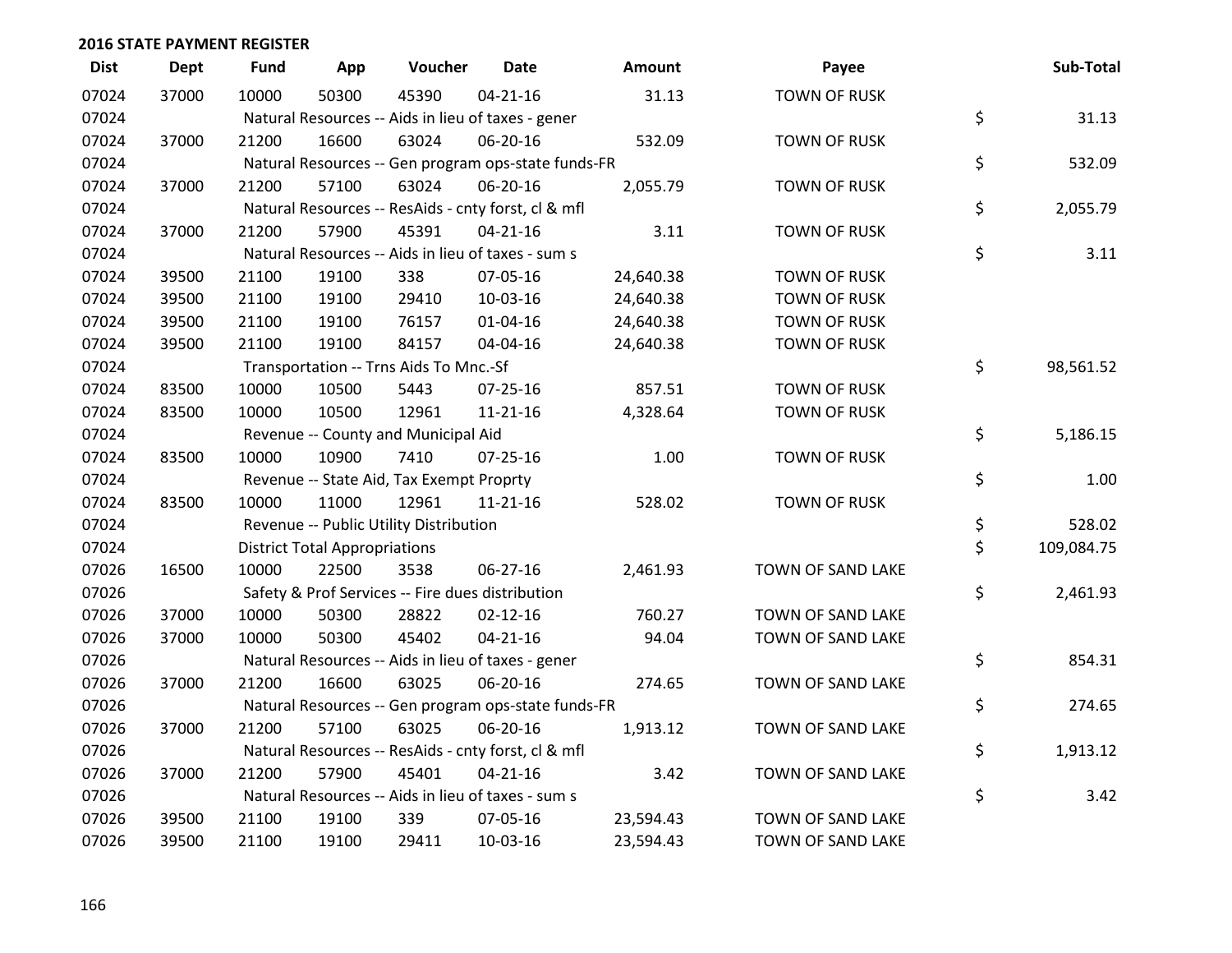## 2016 STATE PAYMENT REGISTER

| Dist | Dept | Fund | App | Voucher | Date | Amount | Payee | Sub-Total |
|---|---|---|---|---|---|---|---|---|
| 07024 | 37000 | 10000 | 50300 | 45390 | 04-21-16 | 31.13 | TOWN OF RUSK | |
| 07024 | | Natural Resources -- Aids in lieu of taxes - gener | | | | | | $ 31.13 |
| 07024 | 37000 | 21200 | 16600 | 63024 | 06-20-16 | 532.09 | TOWN OF RUSK | |
| 07024 | | Natural Resources -- Gen program ops-state funds-FR | | | | | | $ 532.09 |
| 07024 | 37000 | 21200 | 57100 | 63024 | 06-20-16 | 2,055.79 | TOWN OF RUSK | |
| 07024 | | Natural Resources -- ResAids - cnty forst, cl & mfl | | | | | | $ 2,055.79 |
| 07024 | 37000 | 21200 | 57900 | 45391 | 04-21-16 | 3.11 | TOWN OF RUSK | |
| 07024 | | Natural Resources -- Aids in lieu of taxes - sum s | | | | | | $ 3.11 |
| 07024 | 39500 | 21100 | 19100 | 338 | 07-05-16 | 24,640.38 | TOWN OF RUSK | |
| 07024 | 39500 | 21100 | 19100 | 29410 | 10-03-16 | 24,640.38 | TOWN OF RUSK | |
| 07024 | 39500 | 21100 | 19100 | 76157 | 01-04-16 | 24,640.38 | TOWN OF RUSK | |
| 07024 | 39500 | 21100 | 19100 | 84157 | 04-04-16 | 24,640.38 | TOWN OF RUSK | |
| 07024 | | Transportation -- Trns Aids To Mnc.-Sf | | | | | | $ 98,561.52 |
| 07024 | 83500 | 10000 | 10500 | 5443 | 07-25-16 | 857.51 | TOWN OF RUSK | |
| 07024 | 83500 | 10000 | 10500 | 12961 | 11-21-16 | 4,328.64 | TOWN OF RUSK | |
| 07024 | | Revenue -- County and Municipal Aid | | | | | | $ 5,186.15 |
| 07024 | 83500 | 10000 | 10900 | 7410 | 07-25-16 | 1.00 | TOWN OF RUSK | |
| 07024 | | Revenue -- State Aid, Tax Exempt Proprty | | | | | | $ 1.00 |
| 07024 | 83500 | 10000 | 11000 | 12961 | 11-21-16 | 528.02 | TOWN OF RUSK | |
| 07024 | | Revenue -- Public Utility Distribution | | | | | | $ 528.02 |
| 07024 | | District Total Appropriations | | | | | | $ 109,084.75 |
| 07026 | 16500 | 10000 | 22500 | 3538 | 06-27-16 | 2,461.93 | TOWN OF SAND LAKE | |
| 07026 | | Safety & Prof Services -- Fire dues distribution | | | | | | $ 2,461.93 |
| 07026 | 37000 | 10000 | 50300 | 28822 | 02-12-16 | 760.27 | TOWN OF SAND LAKE | |
| 07026 | 37000 | 10000 | 50300 | 45402 | 04-21-16 | 94.04 | TOWN OF SAND LAKE | |
| 07026 | | Natural Resources -- Aids in lieu of taxes - gener | | | | | | $ 854.31 |
| 07026 | 37000 | 21200 | 16600 | 63025 | 06-20-16 | 274.65 | TOWN OF SAND LAKE | |
| 07026 | | Natural Resources -- Gen program ops-state funds-FR | | | | | | $ 274.65 |
| 07026 | 37000 | 21200 | 57100 | 63025 | 06-20-16 | 1,913.12 | TOWN OF SAND LAKE | |
| 07026 | | Natural Resources -- ResAids - cnty forst, cl & mfl | | | | | | $ 1,913.12 |
| 07026 | 37000 | 21200 | 57900 | 45401 | 04-21-16 | 3.42 | TOWN OF SAND LAKE | |
| 07026 | | Natural Resources -- Aids in lieu of taxes - sum s | | | | | | $ 3.42 |
| 07026 | 39500 | 21100 | 19100 | 339 | 07-05-16 | 23,594.43 | TOWN OF SAND LAKE | |
| 07026 | 39500 | 21100 | 19100 | 29411 | 10-03-16 | 23,594.43 | TOWN OF SAND LAKE | |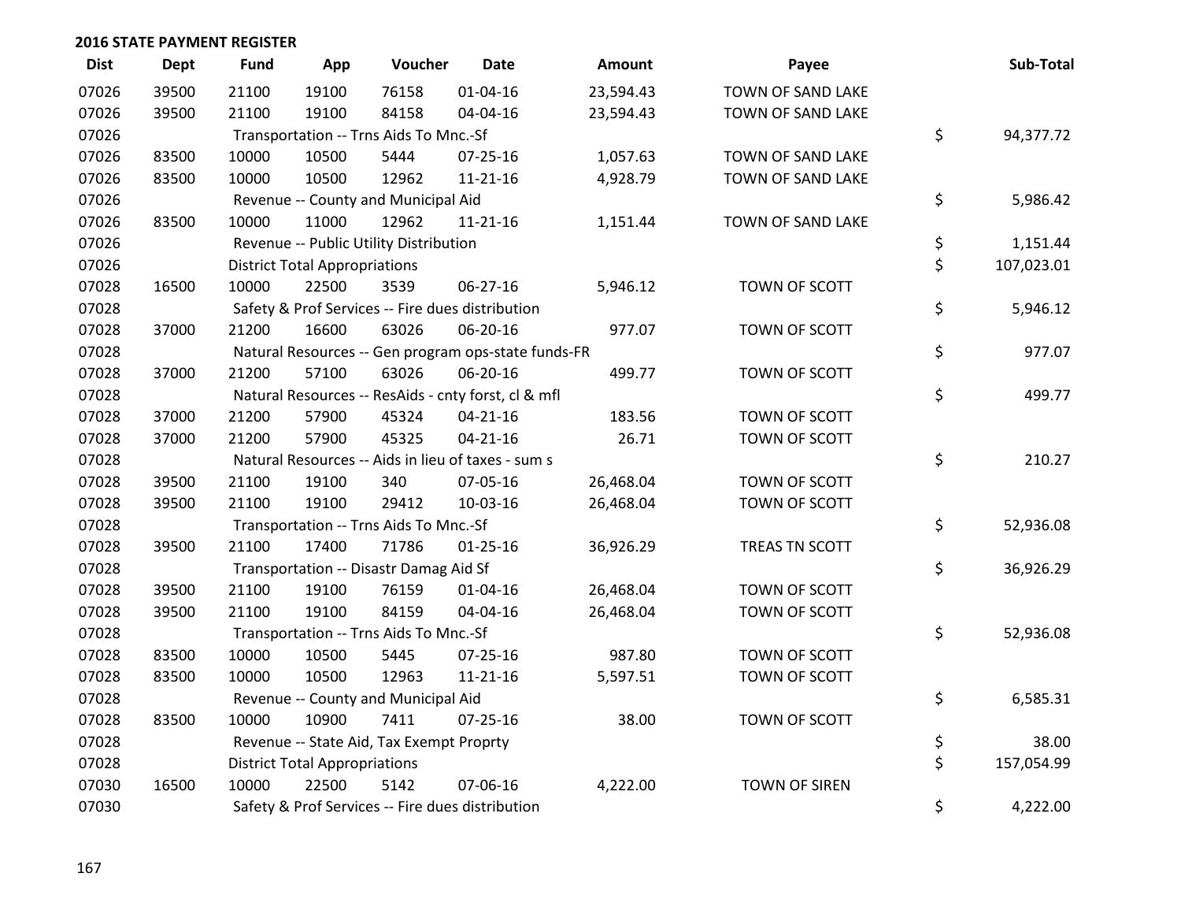**2016 STATE PAYMENT REGISTER**

| Dist | Dept | Fund | App | Voucher | Date | Amount | Payee | Sub-Total |
|---|---|---|---|---|---|---|---|---|
| 07026 | 39500 | 21100 | 19100 | 76158 | 01-04-16 | 23,594.43 | TOWN OF SAND LAKE | |
| 07026 | 39500 | 21100 | 19100 | 84158 | 04-04-16 | 23,594.43 | TOWN OF SAND LAKE | |
| 07026 | | Transportation -- Trns Aids To Mnc.-Sf | | | | | | $ 94,377.72 |
| 07026 | 83500 | 10000 | 10500 | 5444 | 07-25-16 | 1,057.63 | TOWN OF SAND LAKE | |
| 07026 | 83500 | 10000 | 10500 | 12962 | 11-21-16 | 4,928.79 | TOWN OF SAND LAKE | |
| 07026 | | Revenue -- County and Municipal Aid | | | | | | $ 5,986.42 |
| 07026 | 83500 | 10000 | 11000 | 12962 | 11-21-16 | 1,151.44 | TOWN OF SAND LAKE | |
| 07026 | | Revenue -- Public Utility Distribution | | | | | | $ 1,151.44 |
| 07026 | | District Total Appropriations | | | | | | $ 107,023.01 |
| 07028 | 16500 | 10000 | 22500 | 3539 | 06-27-16 | 5,946.12 | TOWN OF SCOTT | |
| 07028 | | Safety & Prof Services -- Fire dues distribution | | | | | | $ 5,946.12 |
| 07028 | 37000 | 21200 | 16600 | 63026 | 06-20-16 | 977.07 | TOWN OF SCOTT | |
| 07028 | | Natural Resources -- Gen program ops-state funds-FR | | | | | | $ 977.07 |
| 07028 | 37000 | 21200 | 57100 | 63026 | 06-20-16 | 499.77 | TOWN OF SCOTT | |
| 07028 | | Natural Resources -- ResAids - cnty forst, cl & mfl | | | | | | $ 499.77 |
| 07028 | 37000 | 21200 | 57900 | 45324 | 04-21-16 | 183.56 | TOWN OF SCOTT | |
| 07028 | 37000 | 21200 | 57900 | 45325 | 04-21-16 | 26.71 | TOWN OF SCOTT | |
| 07028 | | Natural Resources -- Aids in lieu of taxes - sum s | | | | | | $ 210.27 |
| 07028 | 39500 | 21100 | 19100 | 340 | 07-05-16 | 26,468.04 | TOWN OF SCOTT | |
| 07028 | 39500 | 21100 | 19100 | 29412 | 10-03-16 | 26,468.04 | TOWN OF SCOTT | |
| 07028 | | Transportation -- Trns Aids To Mnc.-Sf | | | | | | $ 52,936.08 |
| 07028 | 39500 | 21100 | 17400 | 71786 | 01-25-16 | 36,926.29 | TREAS TN SCOTT | |
| 07028 | | Transportation -- Disastr Damag Aid Sf | | | | | | $ 36,926.29 |
| 07028 | 39500 | 21100 | 19100 | 76159 | 01-04-16 | 26,468.04 | TOWN OF SCOTT | |
| 07028 | 39500 | 21100 | 19100 | 84159 | 04-04-16 | 26,468.04 | TOWN OF SCOTT | |
| 07028 | | Transportation -- Trns Aids To Mnc.-Sf | | | | | | $ 52,936.08 |
| 07028 | 83500 | 10000 | 10500 | 5445 | 07-25-16 | 987.80 | TOWN OF SCOTT | |
| 07028 | 83500 | 10000 | 10500 | 12963 | 11-21-16 | 5,597.51 | TOWN OF SCOTT | |
| 07028 | | Revenue -- County and Municipal Aid | | | | | | $ 6,585.31 |
| 07028 | 83500 | 10000 | 10900 | 7411 | 07-25-16 | 38.00 | TOWN OF SCOTT | |
| 07028 | | Revenue -- State Aid, Tax Exempt Proprty | | | | | | $ 38.00 |
| 07028 | | District Total Appropriations | | | | | | $ 157,054.99 |
| 07030 | 16500 | 10000 | 22500 | 5142 | 07-06-16 | 4,222.00 | TOWN OF SIREN | |
| 07030 | | Safety & Prof Services -- Fire dues distribution | | | | | | $ 4,222.00 |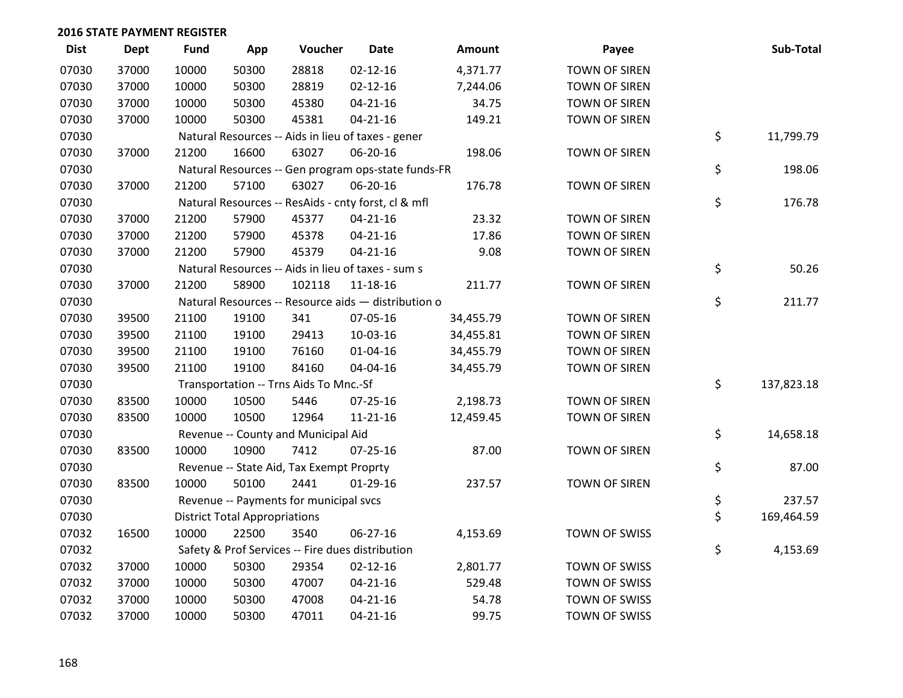## 2016 STATE PAYMENT REGISTER

| Dist | Dept | Fund | App | Voucher | Date | Amount | Payee | | Sub-Total |
|---|---|---|---|---|---|---|---|---|---|
| 07030 | 37000 | 10000 | 50300 | 28818 | 02-12-16 | 4,371.77 | TOWN OF SIREN | | |
| 07030 | 37000 | 10000 | 50300 | 28819 | 02-12-16 | 7,244.06 | TOWN OF SIREN | | |
| 07030 | 37000 | 10000 | 50300 | 45380 | 04-21-16 | 34.75 | TOWN OF SIREN | | |
| 07030 | 37000 | 10000 | 50300 | 45381 | 04-21-16 | 149.21 | TOWN OF SIREN | | |
| 07030 | | Natural Resources -- Aids in lieu of taxes - gener | | | | | | $ | 11,799.79 |
| 07030 | 37000 | 21200 | 16600 | 63027 | 06-20-16 | 198.06 | TOWN OF SIREN | | |
| 07030 | | Natural Resources -- Gen program ops-state funds-FR | | | | | | $ | 198.06 |
| 07030 | 37000 | 21200 | 57100 | 63027 | 06-20-16 | 176.78 | TOWN OF SIREN | | |
| 07030 | | Natural Resources -- ResAids - cnty forst, cl & mfl | | | | | | $ | 176.78 |
| 07030 | 37000 | 21200 | 57900 | 45377 | 04-21-16 | 23.32 | TOWN OF SIREN | | |
| 07030 | 37000 | 21200 | 57900 | 45378 | 04-21-16 | 17.86 | TOWN OF SIREN | | |
| 07030 | 37000 | 21200 | 57900 | 45379 | 04-21-16 | 9.08 | TOWN OF SIREN | | |
| 07030 | | Natural Resources -- Aids in lieu of taxes - sum s | | | | | | $ | 50.26 |
| 07030 | 37000 | 21200 | 58900 | 102118 | 11-18-16 | 211.77 | TOWN OF SIREN | | |
| 07030 | | Natural Resources -- Resource aids — distribution o | | | | | | $ | 211.77 |
| 07030 | 39500 | 21100 | 19100 | 341 | 07-05-16 | 34,455.79 | TOWN OF SIREN | | |
| 07030 | 39500 | 21100 | 19100 | 29413 | 10-03-16 | 34,455.81 | TOWN OF SIREN | | |
| 07030 | 39500 | 21100 | 19100 | 76160 | 01-04-16 | 34,455.79 | TOWN OF SIREN | | |
| 07030 | 39500 | 21100 | 19100 | 84160 | 04-04-16 | 34,455.79 | TOWN OF SIREN | | |
| 07030 | | Transportation -- Trns Aids To Mnc.-Sf | | | | | | $ | 137,823.18 |
| 07030 | 83500 | 10000 | 10500 | 5446 | 07-25-16 | 2,198.73 | TOWN OF SIREN | | |
| 07030 | 83500 | 10000 | 10500 | 12964 | 11-21-16 | 12,459.45 | TOWN OF SIREN | | |
| 07030 | | Revenue -- County and Municipal Aid | | | | | | $ | 14,658.18 |
| 07030 | 83500 | 10000 | 10900 | 7412 | 07-25-16 | 87.00 | TOWN OF SIREN | | |
| 07030 | | Revenue -- State Aid, Tax Exempt Proprty | | | | | | $ | 87.00 |
| 07030 | 83500 | 10000 | 50100 | 2441 | 01-29-16 | 237.57 | TOWN OF SIREN | | |
| 07030 | | Revenue -- Payments for municipal svcs | | | | | | $ | 237.57 |
| 07030 | | District Total Appropriations | | | | | | $ | 169,464.59 |
| 07032 | 16500 | 10000 | 22500 | 3540 | 06-27-16 | 4,153.69 | TOWN OF SWISS | | |
| 07032 | | Safety & Prof Services -- Fire dues distribution | | | | | | $ | 4,153.69 |
| 07032 | 37000 | 10000 | 50300 | 29354 | 02-12-16 | 2,801.77 | TOWN OF SWISS | | |
| 07032 | 37000 | 10000 | 50300 | 47007 | 04-21-16 | 529.48 | TOWN OF SWISS | | |
| 07032 | 37000 | 10000 | 50300 | 47008 | 04-21-16 | 54.78 | TOWN OF SWISS | | |
| 07032 | 37000 | 10000 | 50300 | 47011 | 04-21-16 | 99.75 | TOWN OF SWISS | | |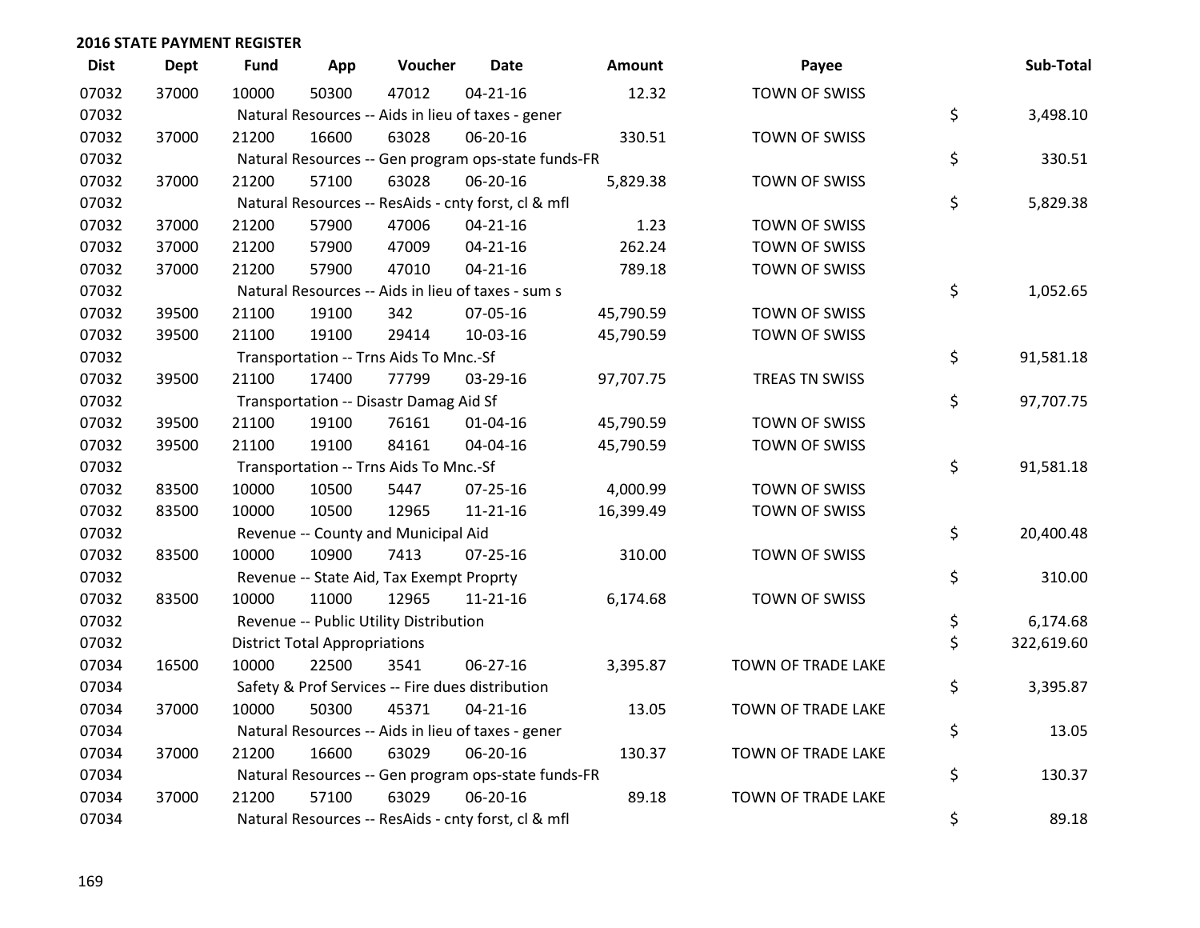# 2016 STATE PAYMENT REGISTER

| Dist | Dept | Fund | App | Voucher | Date | Amount | Payee | Sub-Total |
|---|---|---|---|---|---|---|---|---|
| 07032 | 37000 | 10000 | 50300 | 47012 | 04-21-16 | 12.32 | TOWN OF SWISS | |
| 07032 | | Natural Resources -- Aids in lieu of taxes - gener | | | | | | $ 3,498.10 |
| 07032 | 37000 | 21200 | 16600 | 63028 | 06-20-16 | 330.51 | TOWN OF SWISS | |
| 07032 | | Natural Resources -- Gen program ops-state funds-FR | | | | | | $ 330.51 |
| 07032 | 37000 | 21200 | 57100 | 63028 | 06-20-16 | 5,829.38 | TOWN OF SWISS | |
| 07032 | | Natural Resources -- ResAids - cnty forst, cl & mfl | | | | | | $ 5,829.38 |
| 07032 | 37000 | 21200 | 57900 | 47006 | 04-21-16 | 1.23 | TOWN OF SWISS | |
| 07032 | 37000 | 21200 | 57900 | 47009 | 04-21-16 | 262.24 | TOWN OF SWISS | |
| 07032 | 37000 | 21200 | 57900 | 47010 | 04-21-16 | 789.18 | TOWN OF SWISS | |
| 07032 | | Natural Resources -- Aids in lieu of taxes - sum s | | | | | | $ 1,052.65 |
| 07032 | 39500 | 21100 | 19100 | 342 | 07-05-16 | 45,790.59 | TOWN OF SWISS | |
| 07032 | 39500 | 21100 | 19100 | 29414 | 10-03-16 | 45,790.59 | TOWN OF SWISS | |
| 07032 | | Transportation -- Trns Aids To Mnc.-Sf | | | | | | $ 91,581.18 |
| 07032 | 39500 | 21100 | 17400 | 77799 | 03-29-16 | 97,707.75 | TREAS TN SWISS | |
| 07032 | | Transportation -- Disastr Damag Aid Sf | | | | | | $ 97,707.75 |
| 07032 | 39500 | 21100 | 19100 | 76161 | 01-04-16 | 45,790.59 | TOWN OF SWISS | |
| 07032 | 39500 | 21100 | 19100 | 84161 | 04-04-16 | 45,790.59 | TOWN OF SWISS | |
| 07032 | | Transportation -- Trns Aids To Mnc.-Sf | | | | | | $ 91,581.18 |
| 07032 | 83500 | 10000 | 10500 | 5447 | 07-25-16 | 4,000.99 | TOWN OF SWISS | |
| 07032 | 83500 | 10000 | 10500 | 12965 | 11-21-16 | 16,399.49 | TOWN OF SWISS | |
| 07032 | | Revenue -- County and Municipal Aid | | | | | | $ 20,400.48 |
| 07032 | 83500 | 10000 | 10900 | 7413 | 07-25-16 | 310.00 | TOWN OF SWISS | |
| 07032 | | Revenue -- State Aid, Tax Exempt Proprty | | | | | | $ 310.00 |
| 07032 | 83500 | 10000 | 11000 | 12965 | 11-21-16 | 6,174.68 | TOWN OF SWISS | |
| 07032 | | Revenue -- Public Utility Distribution | | | | | | $ 6,174.68 |
| 07032 | | District Total Appropriations | | | | | | $ 322,619.60 |
| 07034 | 16500 | 10000 | 22500 | 3541 | 06-27-16 | 3,395.87 | TOWN OF TRADE LAKE | |
| 07034 | | Safety & Prof Services -- Fire dues distribution | | | | | | $ 3,395.87 |
| 07034 | 37000 | 10000 | 50300 | 45371 | 04-21-16 | 13.05 | TOWN OF TRADE LAKE | |
| 07034 | | Natural Resources -- Aids in lieu of taxes - gener | | | | | | $ 13.05 |
| 07034 | 37000 | 21200 | 16600 | 63029 | 06-20-16 | 130.37 | TOWN OF TRADE LAKE | |
| 07034 | | Natural Resources -- Gen program ops-state funds-FR | | | | | | $ 130.37 |
| 07034 | 37000 | 21200 | 57100 | 63029 | 06-20-16 | 89.18 | TOWN OF TRADE LAKE | |
| 07034 | | Natural Resources -- ResAids - cnty forst, cl & mfl | | | | | | $ 89.18 |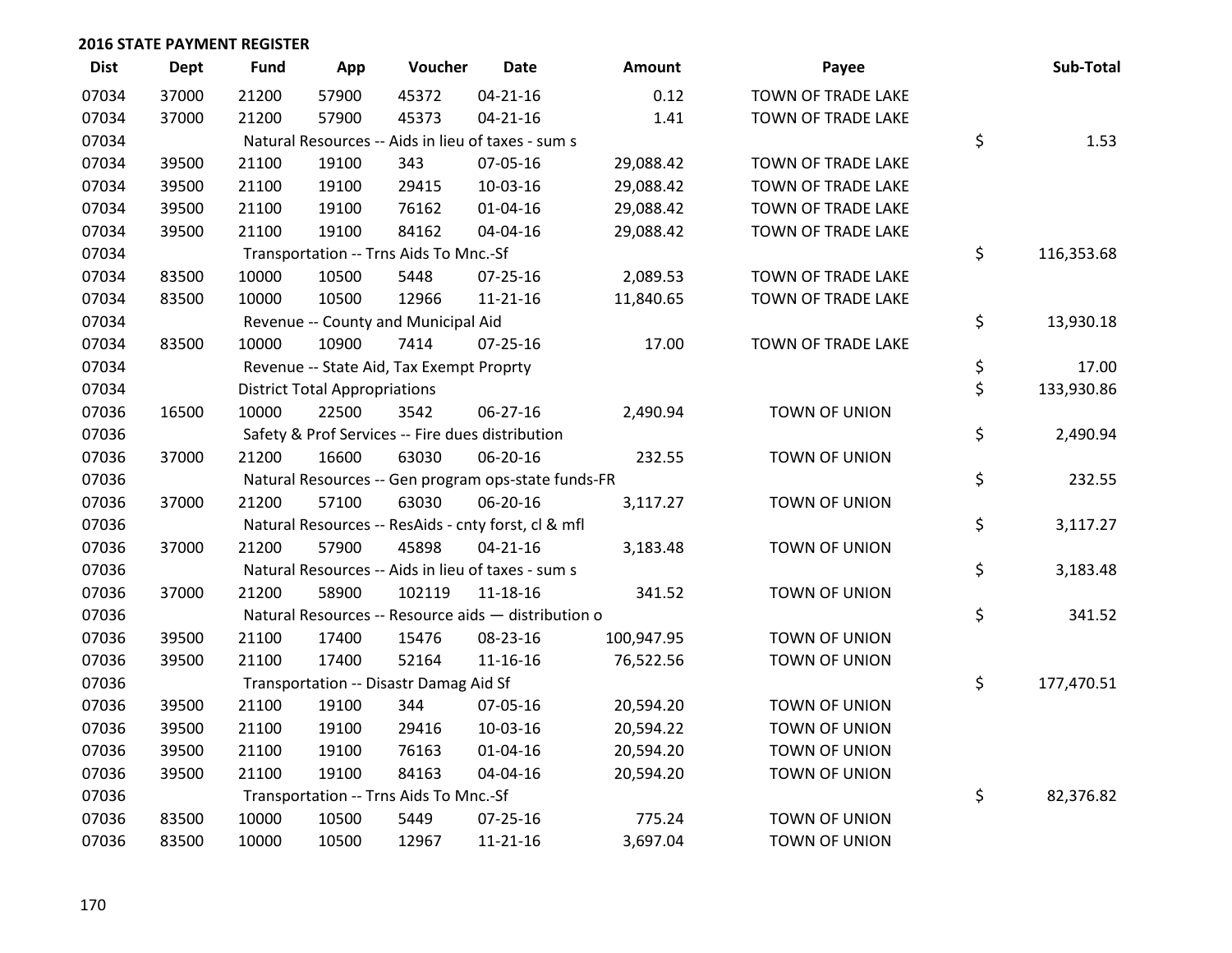## 2016 STATE PAYMENT REGISTER

| Dist | Dept | Fund | App | Voucher | Date | Amount | Payee | Sub-Total |
|---|---|---|---|---|---|---|---|---|
| 07034 | 37000 | 21200 | 57900 | 45372 | 04-21-16 | 0.12 | TOWN OF TRADE LAKE | |
| 07034 | 37000 | 21200 | 57900 | 45373 | 04-21-16 | 1.41 | TOWN OF TRADE LAKE | |
| 07034 | | Natural Resources -- Aids in lieu of taxes - sum s | | | | | | $ 1.53 |
| 07034 | 39500 | 21100 | 19100 | 343 | 07-05-16 | 29,088.42 | TOWN OF TRADE LAKE | |
| 07034 | 39500 | 21100 | 19100 | 29415 | 10-03-16 | 29,088.42 | TOWN OF TRADE LAKE | |
| 07034 | 39500 | 21100 | 19100 | 76162 | 01-04-16 | 29,088.42 | TOWN OF TRADE LAKE | |
| 07034 | 39500 | 21100 | 19100 | 84162 | 04-04-16 | 29,088.42 | TOWN OF TRADE LAKE | |
| 07034 | | Transportation -- Trns Aids To Mnc.-Sf | | | | | | $ 116,353.68 |
| 07034 | 83500 | 10000 | 10500 | 5448 | 07-25-16 | 2,089.53 | TOWN OF TRADE LAKE | |
| 07034 | 83500 | 10000 | 10500 | 12966 | 11-21-16 | 11,840.65 | TOWN OF TRADE LAKE | |
| 07034 | | Revenue -- County and Municipal Aid | | | | | | $ 13,930.18 |
| 07034 | 83500 | 10000 | 10900 | 7414 | 07-25-16 | 17.00 | TOWN OF TRADE LAKE | |
| 07034 | | Revenue -- State Aid, Tax Exempt Proprty | | | | | | $ 17.00 |
| 07034 | | District Total Appropriations | | | | | | $ 133,930.86 |
| 07036 | 16500 | 10000 | 22500 | 3542 | 06-27-16 | 2,490.94 | TOWN OF UNION | |
| 07036 | | Safety & Prof Services -- Fire dues distribution | | | | | | $ 2,490.94 |
| 07036 | 37000 | 21200 | 16600 | 63030 | 06-20-16 | 232.55 | TOWN OF UNION | |
| 07036 | | Natural Resources -- Gen program ops-state funds-FR | | | | | | $ 232.55 |
| 07036 | 37000 | 21200 | 57100 | 63030 | 06-20-16 | 3,117.27 | TOWN OF UNION | |
| 07036 | | Natural Resources -- ResAids - cnty forst, cl & mfl | | | | | | $ 3,117.27 |
| 07036 | 37000 | 21200 | 57900 | 45898 | 04-21-16 | 3,183.48 | TOWN OF UNION | |
| 07036 | | Natural Resources -- Aids in lieu of taxes - sum s | | | | | | $ 3,183.48 |
| 07036 | 37000 | 21200 | 58900 | 102119 | 11-18-16 | 341.52 | TOWN OF UNION | |
| 07036 | | Natural Resources -- Resource aids — distribution o | | | | | | $ 341.52 |
| 07036 | 39500 | 21100 | 17400 | 15476 | 08-23-16 | 100,947.95 | TOWN OF UNION | |
| 07036 | 39500 | 21100 | 17400 | 52164 | 11-16-16 | 76,522.56 | TOWN OF UNION | |
| 07036 | | Transportation -- Disastr Damag Aid Sf | | | | | | $ 177,470.51 |
| 07036 | 39500 | 21100 | 19100 | 344 | 07-05-16 | 20,594.20 | TOWN OF UNION | |
| 07036 | 39500 | 21100 | 19100 | 29416 | 10-03-16 | 20,594.22 | TOWN OF UNION | |
| 07036 | 39500 | 21100 | 19100 | 76163 | 01-04-16 | 20,594.20 | TOWN OF UNION | |
| 07036 | 39500 | 21100 | 19100 | 84163 | 04-04-16 | 20,594.20 | TOWN OF UNION | |
| 07036 | | Transportation -- Trns Aids To Mnc.-Sf | | | | | | $ 82,376.82 |
| 07036 | 83500 | 10000 | 10500 | 5449 | 07-25-16 | 775.24 | TOWN OF UNION | |
| 07036 | 83500 | 10000 | 10500 | 12967 | 11-21-16 | 3,697.04 | TOWN OF UNION | |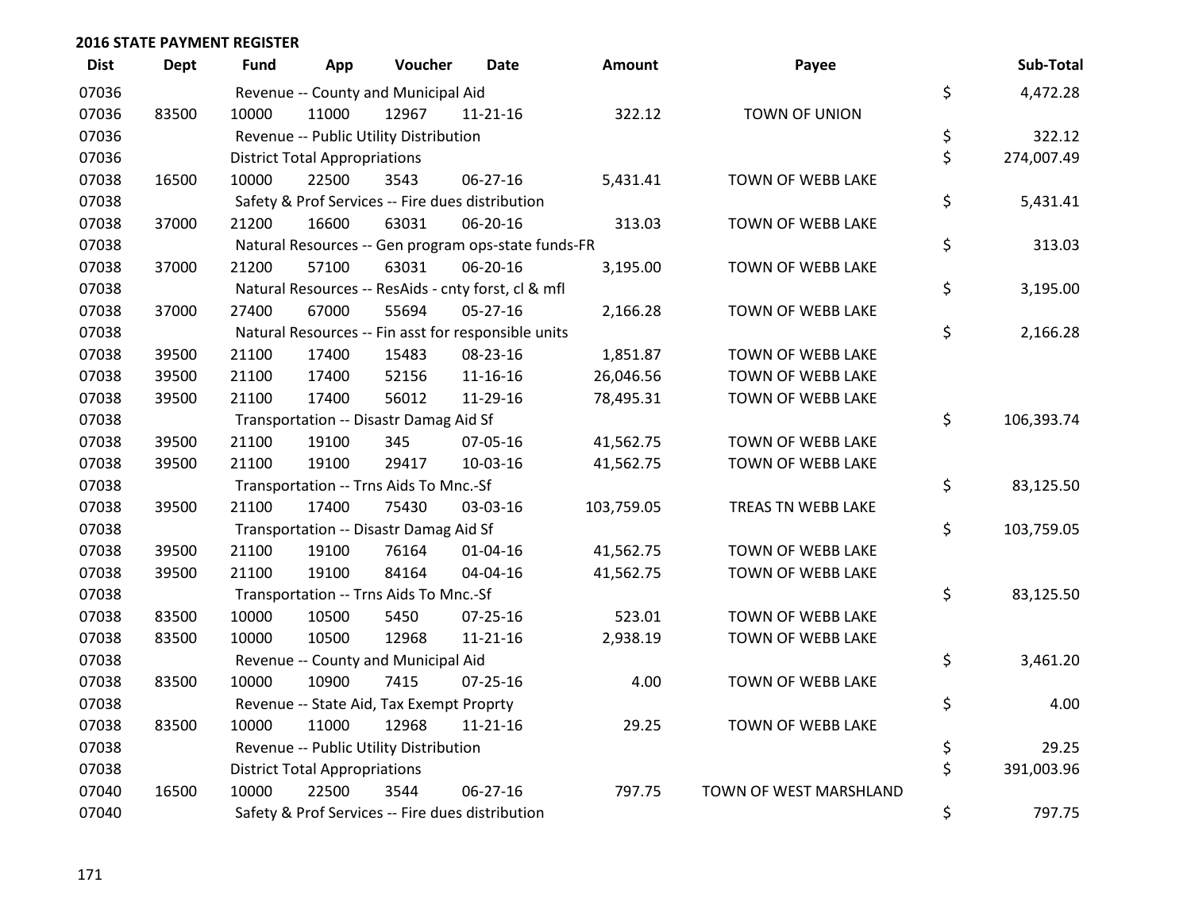**2016 STATE PAYMENT REGISTER**

| Dist | Dept | Fund | App | Voucher | Date | Amount | Payee | | Sub-Total |
|---|---|---|---|---|---|---|---|---|---|
| 07036 | | Revenue -- County and Municipal Aid | | | | | | $ | 4,472.28 |
| 07036 | 83500 | 10000 | 11000 | 12967 | 11-21-16 | 322.12 | TOWN OF UNION | | |
| 07036 | | Revenue -- Public Utility Distribution | | | | | | $ | 322.12 |
| 07036 | | District Total Appropriations | | | | | | $ | 274,007.49 |
| 07038 | 16500 | 10000 | 22500 | 3543 | 06-27-16 | 5,431.41 | TOWN OF WEBB LAKE | | |
| 07038 | | Safety & Prof Services -- Fire dues distribution | | | | | | $ | 5,431.41 |
| 07038 | 37000 | 21200 | 16600 | 63031 | 06-20-16 | 313.03 | TOWN OF WEBB LAKE | | |
| 07038 | | Natural Resources -- Gen program ops-state funds-FR | | | | | | $ | 313.03 |
| 07038 | 37000 | 21200 | 57100 | 63031 | 06-20-16 | 3,195.00 | TOWN OF WEBB LAKE | | |
| 07038 | | Natural Resources -- ResAids - cnty forst, cl & mfl | | | | | | $ | 3,195.00 |
| 07038 | 37000 | 27400 | 67000 | 55694 | 05-27-16 | 2,166.28 | TOWN OF WEBB LAKE | | |
| 07038 | | Natural Resources -- Fin asst for responsible units | | | | | | $ | 2,166.28 |
| 07038 | 39500 | 21100 | 17400 | 15483 | 08-23-16 | 1,851.87 | TOWN OF WEBB LAKE | | |
| 07038 | 39500 | 21100 | 17400 | 52156 | 11-16-16 | 26,046.56 | TOWN OF WEBB LAKE | | |
| 07038 | 39500 | 21100 | 17400 | 56012 | 11-29-16 | 78,495.31 | TOWN OF WEBB LAKE | | |
| 07038 | | Transportation -- Disastr Damag Aid Sf | | | | | | $ | 106,393.74 |
| 07038 | 39500 | 21100 | 19100 | 345 | 07-05-16 | 41,562.75 | TOWN OF WEBB LAKE | | |
| 07038 | 39500 | 21100 | 19100 | 29417 | 10-03-16 | 41,562.75 | TOWN OF WEBB LAKE | | |
| 07038 | | Transportation -- Trns Aids To Mnc.-Sf | | | | | | $ | 83,125.50 |
| 07038 | 39500 | 21100 | 17400 | 75430 | 03-03-16 | 103,759.05 | TREAS TN WEBB LAKE | | |
| 07038 | | Transportation -- Disastr Damag Aid Sf | | | | | | $ | 103,759.05 |
| 07038 | 39500 | 21100 | 19100 | 76164 | 01-04-16 | 41,562.75 | TOWN OF WEBB LAKE | | |
| 07038 | 39500 | 21100 | 19100 | 84164 | 04-04-16 | 41,562.75 | TOWN OF WEBB LAKE | | |
| 07038 | | Transportation -- Trns Aids To Mnc.-Sf | | | | | | $ | 83,125.50 |
| 07038 | 83500 | 10000 | 10500 | 5450 | 07-25-16 | 523.01 | TOWN OF WEBB LAKE | | |
| 07038 | 83500 | 10000 | 10500 | 12968 | 11-21-16 | 2,938.19 | TOWN OF WEBB LAKE | | |
| 07038 | | Revenue -- County and Municipal Aid | | | | | | $ | 3,461.20 |
| 07038 | 83500 | 10000 | 10900 | 7415 | 07-25-16 | 4.00 | TOWN OF WEBB LAKE | | |
| 07038 | | Revenue -- State Aid, Tax Exempt Proprty | | | | | | $ | 4.00 |
| 07038 | 83500 | 10000 | 11000 | 12968 | 11-21-16 | 29.25 | TOWN OF WEBB LAKE | | |
| 07038 | | Revenue -- Public Utility Distribution | | | | | | $ | 29.25 |
| 07038 | | District Total Appropriations | | | | | | $ | 391,003.96 |
| 07040 | 16500 | 10000 | 22500 | 3544 | 06-27-16 | 797.75 | TOWN OF WEST MARSHLAND | | |
| 07040 | | Safety & Prof Services -- Fire dues distribution | | | | | | $ | 797.75 |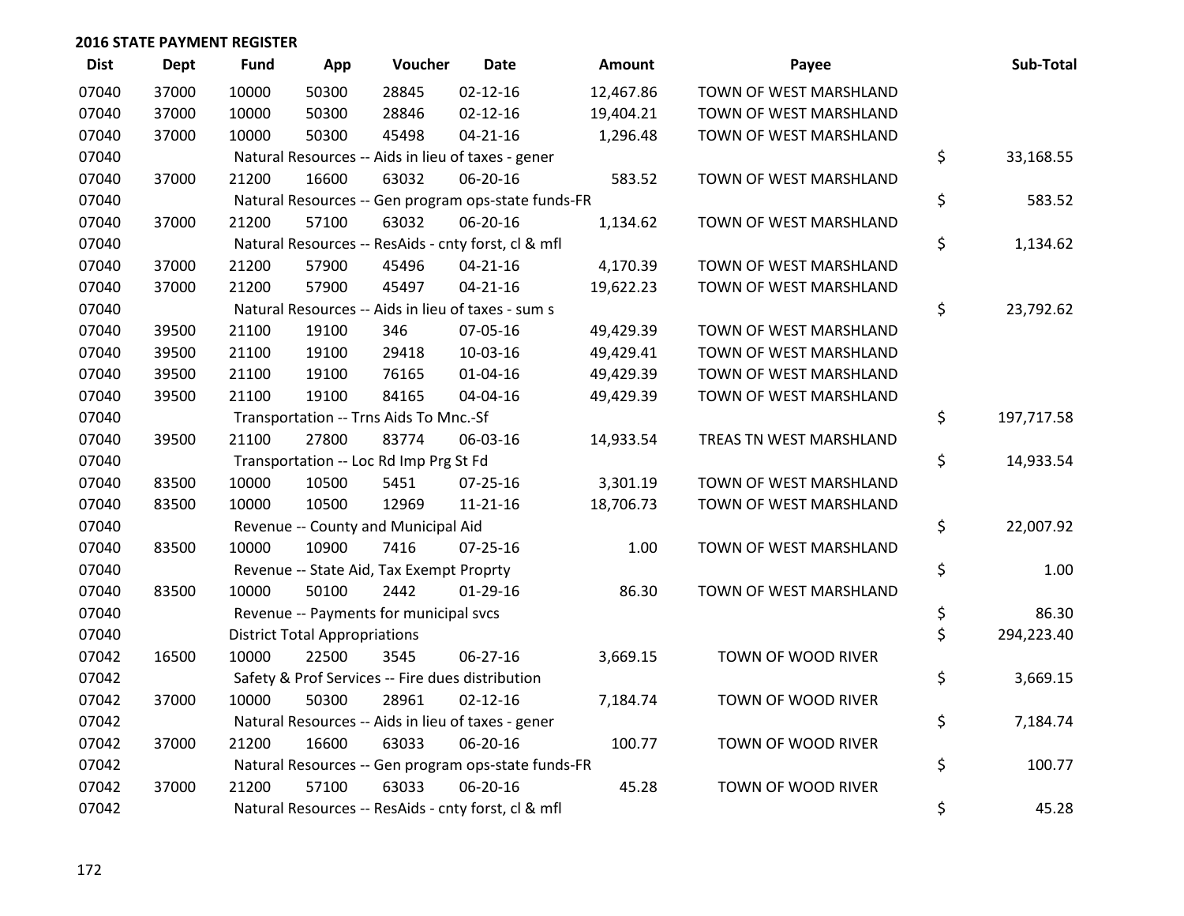## 2016 STATE PAYMENT REGISTER

| Dist | Dept | Fund | App | Voucher | Date | Amount | Payee | Sub-Total |
|---|---|---|---|---|---|---|---|---|
| 07040 | 37000 | 10000 | 50300 | 28845 | 02-12-16 | 12,467.86 | TOWN OF WEST MARSHLAND | |
| 07040 | 37000 | 10000 | 50300 | 28846 | 02-12-16 | 19,404.21 | TOWN OF WEST MARSHLAND | |
| 07040 | 37000 | 10000 | 50300 | 45498 | 04-21-16 | 1,296.48 | TOWN OF WEST MARSHLAND | |
| 07040 | | Natural Resources -- Aids in lieu of taxes - gener | | | | | | $ 33,168.55 |
| 07040 | 37000 | 21200 | 16600 | 63032 | 06-20-16 | 583.52 | TOWN OF WEST MARSHLAND | |
| 07040 | | Natural Resources -- Gen program ops-state funds-FR | | | | | | $ 583.52 |
| 07040 | 37000 | 21200 | 57100 | 63032 | 06-20-16 | 1,134.62 | TOWN OF WEST MARSHLAND | |
| 07040 | | Natural Resources -- ResAids - cnty forst, cl & mfl | | | | | | $ 1,134.62 |
| 07040 | 37000 | 21200 | 57900 | 45496 | 04-21-16 | 4,170.39 | TOWN OF WEST MARSHLAND | |
| 07040 | 37000 | 21200 | 57900 | 45497 | 04-21-16 | 19,622.23 | TOWN OF WEST MARSHLAND | |
| 07040 | | Natural Resources -- Aids in lieu of taxes - sum s | | | | | | $ 23,792.62 |
| 07040 | 39500 | 21100 | 19100 | 346 | 07-05-16 | 49,429.39 | TOWN OF WEST MARSHLAND | |
| 07040 | 39500 | 21100 | 19100 | 29418 | 10-03-16 | 49,429.41 | TOWN OF WEST MARSHLAND | |
| 07040 | 39500 | 21100 | 19100 | 76165 | 01-04-16 | 49,429.39 | TOWN OF WEST MARSHLAND | |
| 07040 | 39500 | 21100 | 19100 | 84165 | 04-04-16 | 49,429.39 | TOWN OF WEST MARSHLAND | |
| 07040 | | Transportation -- Trns Aids To Mnc.-Sf | | | | | | $ 197,717.58 |
| 07040 | 39500 | 21100 | 27800 | 83774 | 06-03-16 | 14,933.54 | TREAS TN WEST MARSHLAND | |
| 07040 | | Transportation -- Loc Rd Imp Prg St Fd | | | | | | $ 14,933.54 |
| 07040 | 83500 | 10000 | 10500 | 5451 | 07-25-16 | 3,301.19 | TOWN OF WEST MARSHLAND | |
| 07040 | 83500 | 10000 | 10500 | 12969 | 11-21-16 | 18,706.73 | TOWN OF WEST MARSHLAND | |
| 07040 | | Revenue -- County and Municipal Aid | | | | | | $ 22,007.92 |
| 07040 | 83500 | 10000 | 10900 | 7416 | 07-25-16 | 1.00 | TOWN OF WEST MARSHLAND | |
| 07040 | | Revenue -- State Aid, Tax Exempt Proprty | | | | | | $ 1.00 |
| 07040 | 83500 | 10000 | 50100 | 2442 | 01-29-16 | 86.30 | TOWN OF WEST MARSHLAND | |
| 07040 | | Revenue -- Payments for municipal svcs | | | | | | $ 86.30 |
| 07040 | | District Total Appropriations | | | | | | $ 294,223.40 |
| 07042 | 16500 | 10000 | 22500 | 3545 | 06-27-16 | 3,669.15 | TOWN OF WOOD RIVER | |
| 07042 | | Safety & Prof Services -- Fire dues distribution | | | | | | $ 3,669.15 |
| 07042 | 37000 | 10000 | 50300 | 28961 | 02-12-16 | 7,184.74 | TOWN OF WOOD RIVER | |
| 07042 | | Natural Resources -- Aids in lieu of taxes - gener | | | | | | $ 7,184.74 |
| 07042 | 37000 | 21200 | 16600 | 63033 | 06-20-16 | 100.77 | TOWN OF WOOD RIVER | |
| 07042 | | Natural Resources -- Gen program ops-state funds-FR | | | | | | $ 100.77 |
| 07042 | 37000 | 21200 | 57100 | 63033 | 06-20-16 | 45.28 | TOWN OF WOOD RIVER | |
| 07042 | | Natural Resources -- ResAids - cnty forst, cl & mfl | | | | | | $ 45.28 |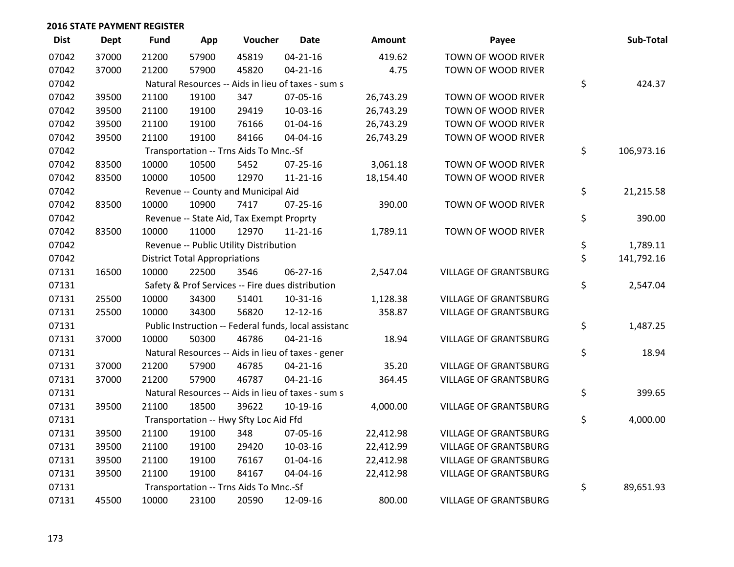## 2016 STATE PAYMENT REGISTER

| Dist | Dept | Fund | App | Voucher | Date | Amount | Payee | Sub-Total |
|---|---|---|---|---|---|---|---|---|
| 07042 | 37000 | 21200 | 57900 | 45819 | 04-21-16 | 419.62 | TOWN OF WOOD RIVER | |
| 07042 | 37000 | 21200 | 57900 | 45820 | 04-21-16 | 4.75 | TOWN OF WOOD RIVER | |
| 07042 | | Natural Resources -- Aids in lieu of taxes - sum s | | | | | | $ 424.37 |
| 07042 | 39500 | 21100 | 19100 | 347 | 07-05-16 | 26,743.29 | TOWN OF WOOD RIVER | |
| 07042 | 39500 | 21100 | 19100 | 29419 | 10-03-16 | 26,743.29 | TOWN OF WOOD RIVER | |
| 07042 | 39500 | 21100 | 19100 | 76166 | 01-04-16 | 26,743.29 | TOWN OF WOOD RIVER | |
| 07042 | 39500 | 21100 | 19100 | 84166 | 04-04-16 | 26,743.29 | TOWN OF WOOD RIVER | |
| 07042 | | Transportation -- Trns Aids To Mnc.-Sf | | | | | | $ 106,973.16 |
| 07042 | 83500 | 10000 | 10500 | 5452 | 07-25-16 | 3,061.18 | TOWN OF WOOD RIVER | |
| 07042 | 83500 | 10000 | 10500 | 12970 | 11-21-16 | 18,154.40 | TOWN OF WOOD RIVER | |
| 07042 | | Revenue -- County and Municipal Aid | | | | | | $ 21,215.58 |
| 07042 | 83500 | 10000 | 10900 | 7417 | 07-25-16 | 390.00 | TOWN OF WOOD RIVER | |
| 07042 | | Revenue -- State Aid, Tax Exempt Proprty | | | | | | $ 390.00 |
| 07042 | 83500 | 10000 | 11000 | 12970 | 11-21-16 | 1,789.11 | TOWN OF WOOD RIVER | |
| 07042 | | Revenue -- Public Utility Distribution | | | | | | $ 1,789.11 |
| 07042 | | District Total Appropriations | | | | | | $ 141,792.16 |
| 07131 | 16500 | 10000 | 22500 | 3546 | 06-27-16 | 2,547.04 | VILLAGE OF GRANTSBURG | |
| 07131 | | Safety & Prof Services -- Fire dues distribution | | | | | | $ 2,547.04 |
| 07131 | 25500 | 10000 | 34300 | 51401 | 10-31-16 | 1,128.38 | VILLAGE OF GRANTSBURG | |
| 07131 | 25500 | 10000 | 34300 | 56820 | 12-12-16 | 358.87 | VILLAGE OF GRANTSBURG | |
| 07131 | | Public Instruction -- Federal funds, local assistanc | | | | | | $ 1,487.25 |
| 07131 | 37000 | 10000 | 50300 | 46786 | 04-21-16 | 18.94 | VILLAGE OF GRANTSBURG | |
| 07131 | | Natural Resources -- Aids in lieu of taxes - gener | | | | | | $ 18.94 |
| 07131 | 37000 | 21200 | 57900 | 46785 | 04-21-16 | 35.20 | VILLAGE OF GRANTSBURG | |
| 07131 | 37000 | 21200 | 57900 | 46787 | 04-21-16 | 364.45 | VILLAGE OF GRANTSBURG | |
| 07131 | | Natural Resources -- Aids in lieu of taxes - sum s | | | | | | $ 399.65 |
| 07131 | 39500 | 21100 | 18500 | 39622 | 10-19-16 | 4,000.00 | VILLAGE OF GRANTSBURG | |
| 07131 | | Transportation -- Hwy Sfty Loc Aid Ffd | | | | | | $ 4,000.00 |
| 07131 | 39500 | 21100 | 19100 | 348 | 07-05-16 | 22,412.98 | VILLAGE OF GRANTSBURG | |
| 07131 | 39500 | 21100 | 19100 | 29420 | 10-03-16 | 22,412.99 | VILLAGE OF GRANTSBURG | |
| 07131 | 39500 | 21100 | 19100 | 76167 | 01-04-16 | 22,412.98 | VILLAGE OF GRANTSBURG | |
| 07131 | 39500 | 21100 | 19100 | 84167 | 04-04-16 | 22,412.98 | VILLAGE OF GRANTSBURG | |
| 07131 | | Transportation -- Trns Aids To Mnc.-Sf | | | | | | $ 89,651.93 |
| 07131 | 45500 | 10000 | 23100 | 20590 | 12-09-16 | 800.00 | VILLAGE OF GRANTSBURG | |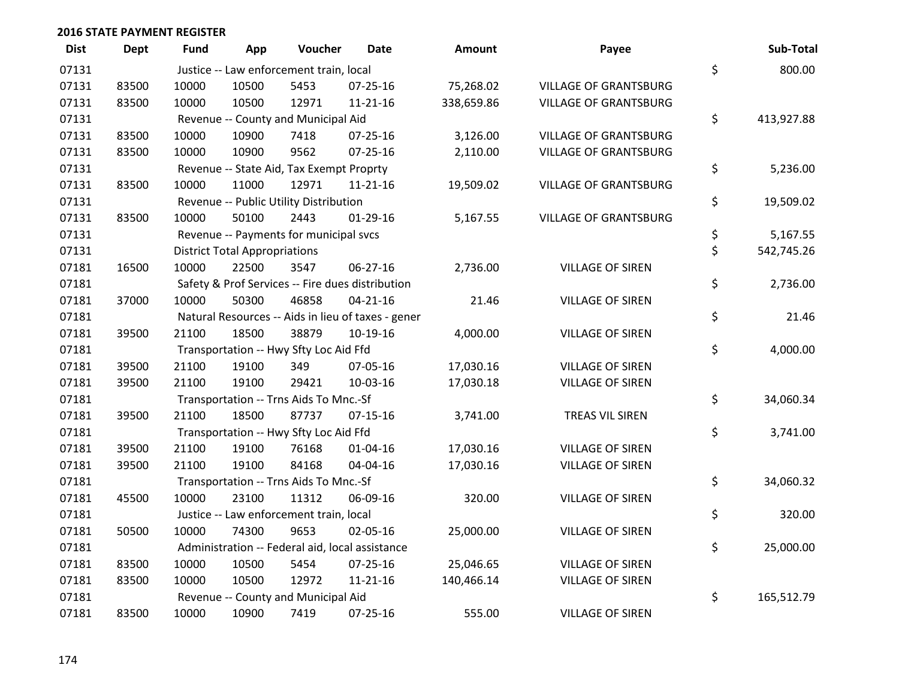## 2016 STATE PAYMENT REGISTER

| Dist | Dept | Fund | App | Voucher | Date | Amount | Payee | Sub-Total |
|---|---|---|---|---|---|---|---|---|
| 07131 | | Justice -- Law enforcement train, local | | | | | | $ 800.00 |
| 07131 | 83500 | 10000 | 10500 | 5453 | 07-25-16 | 75,268.02 | VILLAGE OF GRANTSBURG | |
| 07131 | 83500 | 10000 | 10500 | 12971 | 11-21-16 | 338,659.86 | VILLAGE OF GRANTSBURG | |
| 07131 | | Revenue -- County and Municipal Aid | | | | | | $ 413,927.88 |
| 07131 | 83500 | 10000 | 10900 | 7418 | 07-25-16 | 3,126.00 | VILLAGE OF GRANTSBURG | |
| 07131 | 83500 | 10000 | 10900 | 9562 | 07-25-16 | 2,110.00 | VILLAGE OF GRANTSBURG | |
| 07131 | | Revenue -- State Aid, Tax Exempt Proprty | | | | | | $ 5,236.00 |
| 07131 | 83500 | 10000 | 11000 | 12971 | 11-21-16 | 19,509.02 | VILLAGE OF GRANTSBURG | |
| 07131 | | Revenue -- Public Utility Distribution | | | | | | $ 19,509.02 |
| 07131 | 83500 | 10000 | 50100 | 2443 | 01-29-16 | 5,167.55 | VILLAGE OF GRANTSBURG | |
| 07131 | | Revenue -- Payments for municipal svcs | | | | | | $ 5,167.55 |
| 07131 | | District Total Appropriations | | | | | | $ 542,745.26 |
| 07181 | 16500 | 10000 | 22500 | 3547 | 06-27-16 | 2,736.00 | VILLAGE OF SIREN | |
| 07181 | | Safety & Prof Services -- Fire dues distribution | | | | | | $ 2,736.00 |
| 07181 | 37000 | 10000 | 50300 | 46858 | 04-21-16 | 21.46 | VILLAGE OF SIREN | |
| 07181 | | Natural Resources -- Aids in lieu of taxes - gener | | | | | | $ 21.46 |
| 07181 | 39500 | 21100 | 18500 | 38879 | 10-19-16 | 4,000.00 | VILLAGE OF SIREN | |
| 07181 | | Transportation -- Hwy Sfty Loc Aid Ffd | | | | | | $ 4,000.00 |
| 07181 | 39500 | 21100 | 19100 | 349 | 07-05-16 | 17,030.16 | VILLAGE OF SIREN | |
| 07181 | 39500 | 21100 | 19100 | 29421 | 10-03-16 | 17,030.18 | VILLAGE OF SIREN | |
| 07181 | | Transportation -- Trns Aids To Mnc.-Sf | | | | | | $ 34,060.34 |
| 07181 | 39500 | 21100 | 18500 | 87737 | 07-15-16 | 3,741.00 | TREAS VIL SIREN | |
| 07181 | | Transportation -- Hwy Sfty Loc Aid Ffd | | | | | | $ 3,741.00 |
| 07181 | 39500 | 21100 | 19100 | 76168 | 01-04-16 | 17,030.16 | VILLAGE OF SIREN | |
| 07181 | 39500 | 21100 | 19100 | 84168 | 04-04-16 | 17,030.16 | VILLAGE OF SIREN | |
| 07181 | | Transportation -- Trns Aids To Mnc.-Sf | | | | | | $ 34,060.32 |
| 07181 | 45500 | 10000 | 23100 | 11312 | 06-09-16 | 320.00 | VILLAGE OF SIREN | |
| 07181 | | Justice -- Law enforcement train, local | | | | | | $ 320.00 |
| 07181 | 50500 | 10000 | 74300 | 9653 | 02-05-16 | 25,000.00 | VILLAGE OF SIREN | |
| 07181 | | Administration -- Federal aid, local assistance | | | | | | $ 25,000.00 |
| 07181 | 83500 | 10000 | 10500 | 5454 | 07-25-16 | 25,046.65 | VILLAGE OF SIREN | |
| 07181 | 83500 | 10000 | 10500 | 12972 | 11-21-16 | 140,466.14 | VILLAGE OF SIREN | |
| 07181 | | Revenue -- County and Municipal Aid | | | | | | $ 165,512.79 |
| 07181 | 83500 | 10000 | 10900 | 7419 | 07-25-16 | 555.00 | VILLAGE OF SIREN | |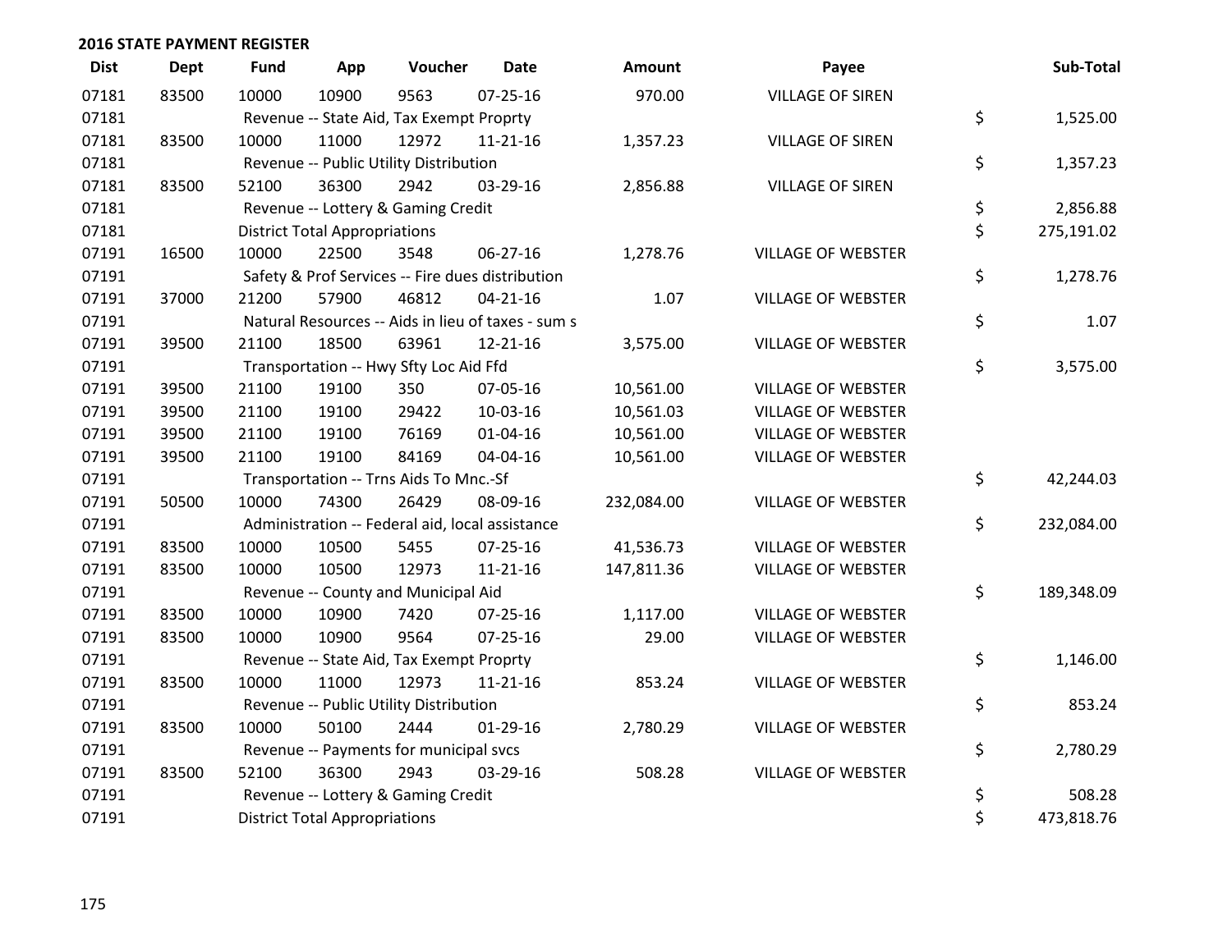## 2016 STATE PAYMENT REGISTER

| Dist | Dept | Fund | App | Voucher | Date | Amount | Payee | Sub-Total |
|---|---|---|---|---|---|---|---|---|
| 07181 | 83500 | 10000 | 10900 | 9563 | 07-25-16 | 970.00 | VILLAGE OF SIREN | |
| 07181 | | Revenue -- State Aid, Tax Exempt Proprty | | | | | | $ 1,525.00 |
| 07181 | 83500 | 10000 | 11000 | 12972 | 11-21-16 | 1,357.23 | VILLAGE OF SIREN | |
| 07181 | | Revenue -- Public Utility Distribution | | | | | | $ 1,357.23 |
| 07181 | 83500 | 52100 | 36300 | 2942 | 03-29-16 | 2,856.88 | VILLAGE OF SIREN | |
| 07181 | | Revenue -- Lottery & Gaming Credit | | | | | | $ 2,856.88 |
| 07181 | | District Total Appropriations | | | | | | $ 275,191.02 |
| 07191 | 16500 | 10000 | 22500 | 3548 | 06-27-16 | 1,278.76 | VILLAGE OF WEBSTER | |
| 07191 | | Safety & Prof Services -- Fire dues distribution | | | | | | $ 1,278.76 |
| 07191 | 37000 | 21200 | 57900 | 46812 | 04-21-16 | 1.07 | VILLAGE OF WEBSTER | |
| 07191 | | Natural Resources -- Aids in lieu of taxes - sum s | | | | | | $ 1.07 |
| 07191 | 39500 | 21100 | 18500 | 63961 | 12-21-16 | 3,575.00 | VILLAGE OF WEBSTER | |
| 07191 | | Transportation -- Hwy Sfty Loc Aid Ffd | | | | | | $ 3,575.00 |
| 07191 | 39500 | 21100 | 19100 | 350 | 07-05-16 | 10,561.00 | VILLAGE OF WEBSTER | |
| 07191 | 39500 | 21100 | 19100 | 29422 | 10-03-16 | 10,561.03 | VILLAGE OF WEBSTER | |
| 07191 | 39500 | 21100 | 19100 | 76169 | 01-04-16 | 10,561.00 | VILLAGE OF WEBSTER | |
| 07191 | 39500 | 21100 | 19100 | 84169 | 04-04-16 | 10,561.00 | VILLAGE OF WEBSTER | |
| 07191 | | Transportation -- Trns Aids To Mnc.-Sf | | | | | | $ 42,244.03 |
| 07191 | 50500 | 10000 | 74300 | 26429 | 08-09-16 | 232,084.00 | VILLAGE OF WEBSTER | |
| 07191 | | Administration -- Federal aid, local assistance | | | | | | $ 232,084.00 |
| 07191 | 83500 | 10000 | 10500 | 5455 | 07-25-16 | 41,536.73 | VILLAGE OF WEBSTER | |
| 07191 | 83500 | 10000 | 10500 | 12973 | 11-21-16 | 147,811.36 | VILLAGE OF WEBSTER | |
| 07191 | | Revenue -- County and Municipal Aid | | | | | | $ 189,348.09 |
| 07191 | 83500 | 10000 | 10900 | 7420 | 07-25-16 | 1,117.00 | VILLAGE OF WEBSTER | |
| 07191 | 83500 | 10000 | 10900 | 9564 | 07-25-16 | 29.00 | VILLAGE OF WEBSTER | |
| 07191 | | Revenue -- State Aid, Tax Exempt Proprty | | | | | | $ 1,146.00 |
| 07191 | 83500 | 10000 | 11000 | 12973 | 11-21-16 | 853.24 | VILLAGE OF WEBSTER | |
| 07191 | | Revenue -- Public Utility Distribution | | | | | | $ 853.24 |
| 07191 | 83500 | 10000 | 50100 | 2444 | 01-29-16 | 2,780.29 | VILLAGE OF WEBSTER | |
| 07191 | | Revenue -- Payments for municipal svcs | | | | | | $ 2,780.29 |
| 07191 | 83500 | 52100 | 36300 | 2943 | 03-29-16 | 508.28 | VILLAGE OF WEBSTER | |
| 07191 | | Revenue -- Lottery & Gaming Credit | | | | | | $ 508.28 |
| 07191 | | District Total Appropriations | | | | | | $ 473,818.76 |